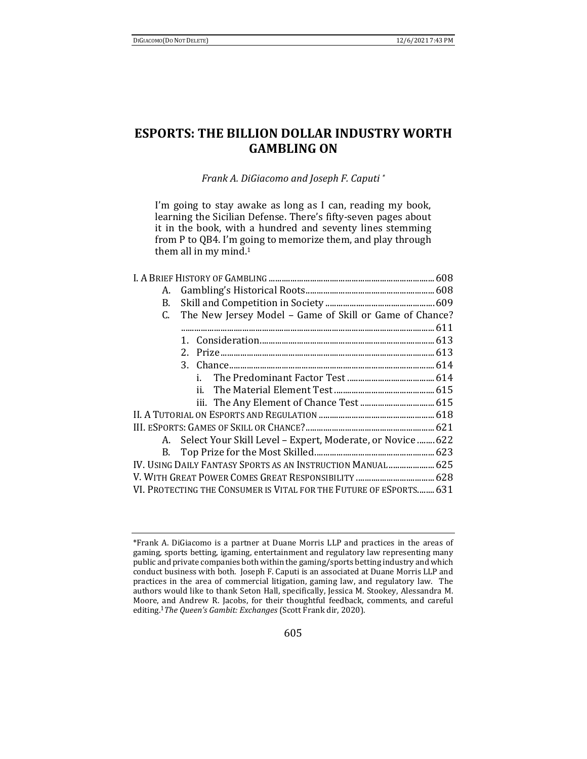# ESPORTS: THE BILLION DOLLAR INDUSTRY WORTH GAMBLING ON

*Frank A. DiGiacomo and Joseph F. Caputi \**

> I'm going to stay awake as long as I can, reading my book, learning the Sicilian Defense. There's fifty-seven pages about it in the book, with a hundred and seventy lines stemming from P to QB4. I'm going to memorize them, and play through them all in my mind.[1]

I. A BRIEF HISTORY OF GAMBLING ........ 608
- A. Gambling's Historical Roots ........ 608
- B. Skill and Competition in Society ........ 609
- C. The New Jersey Model – Game of Skill or Game of Chance? ........ 611
  - 1. Consideration ........ 613
  - 2. Prize ........ 613
  - 3. Chance ........ 614
    - i. The Predominant Factor Test ........ 614
    - ii. The Material Element Test ........ 615
    - iii. The Any Element of Chance Test ........ 615

II. A TUTORIAL ON ESPORTS AND REGULATION ........ 618

III. eSPORTS: GAMES OF SKILL OR CHANCE? ........ 621
- A. Select Your Skill Level – Expert, Moderate, or Novice ........ 622
- B. Top Prize for the Most Skilled ........ 623

IV. USING DAILY FANTASY SPORTS AS AN INSTRUCTION MANUAL ........ 625

V. WITH GREAT POWER COMES GREAT RESPONSIBILITY ........ 628

VI. PROTECTING THE CONSUMER IS VITAL FOR THE FUTURE OF eSPORTS ........ 631

---

\*Frank A. DiGiacomo is a partner at Duane Morris LLP and practices in the areas of gaming, sports betting, igaming, entertainment and regulatory law representing many public and private companies both within the gaming/sports betting industry and which conduct business with both. Joseph F. Caputi is an associated at Duane Morris LLP and practices in the area of commercial litigation, gaming law, and regulatory law. The authors would like to thank Seton Hall, specifically, Jessica M. Stookey, Alessandra M. Moore, and Andrew R. Jacobs, for their thoughtful feedback, comments, and careful editing.

[1] *The Queen's Gambit: Exchanges* (Scott Frank dir, 2020).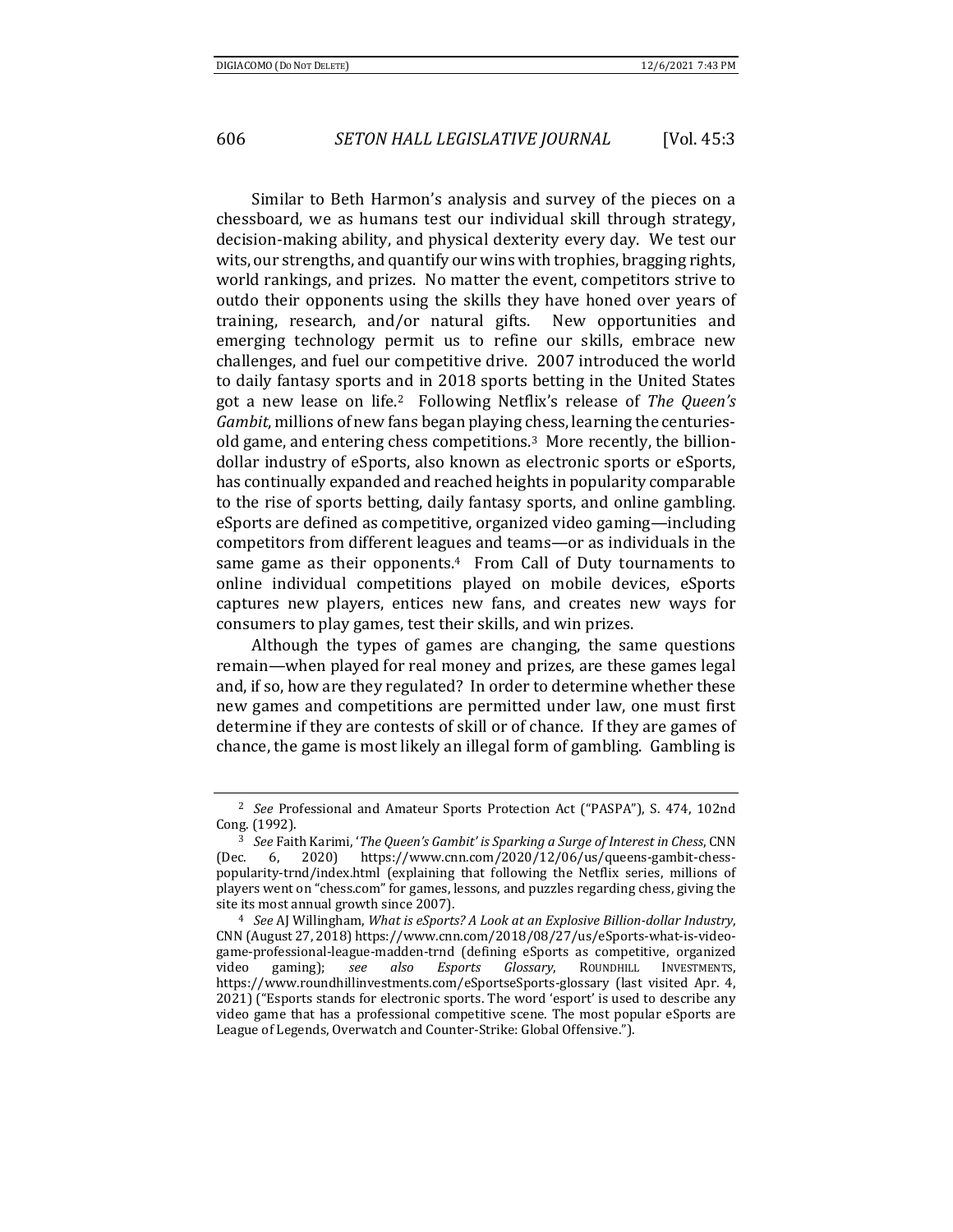Similar to Beth Harmon's analysis and survey of the pieces on a chessboard, we as humans test our individual skill through strategy, decision-making ability, and physical dexterity every day. We test our wits, our strengths, and quantify our wins with trophies, bragging rights, world rankings, and prizes. No matter the event, competitors strive to outdo their opponents using the skills they have honed over years of training, research, and/or natural gifts. New opportunities and emerging technology permit us to refine our skills, embrace new challenges, and fuel our competitive drive. 2007 introduced the world to daily fantasy sports and in 2018 sports betting in the United States got a new lease on life.[2] Following Netflix's release of *The Queen's Gambit*, millions of new fans began playing chess, learning the centuries-old game, and entering chess competitions.[3] More recently, the billion-dollar industry of eSports, also known as electronic sports or eSports, has continually expanded and reached heights in popularity comparable to the rise of sports betting, daily fantasy sports, and online gambling. eSports are defined as competitive, organized video gaming—including competitors from different leagues and teams—or as individuals in the same game as their opponents.[4] From Call of Duty tournaments to online individual competitions played on mobile devices, eSports captures new players, entices new fans, and creates new ways for consumers to play games, test their skills, and win prizes.

Although the types of games are changing, the same questions remain—when played for real money and prizes, are these games legal and, if so, how are they regulated? In order to determine whether these new games and competitions are permitted under law, one must first determine if they are contests of skill or of chance. If they are games of chance, the game is most likely an illegal form of gambling. Gambling is

---

[2] *See* Professional and Amateur Sports Protection Act ("PASPA"), S. 474, 102nd Cong. (1992).

[3] *See* Faith Karimi, '*The Queen's Gambit' is Sparking a Surge of Interest in Chess*, CNN (Dec. 6, 2020) https://www.cnn.com/2020/12/06/us/queens-gambit-chess-popularity-trnd/index.html (explaining that following the Netflix series, millions of players went on "chess.com" for games, lessons, and puzzles regarding chess, giving the site its most annual growth since 2007).

[4] *See* AJ Willingham, *What is eSports? A Look at an Explosive Billion-dollar Industry*, CNN (August 27, 2018) https://www.cnn.com/2018/08/27/us/eSports-what-is-video-game-professional-league-madden-trnd (defining eSports as competitive, organized video gaming); *see also Esports Glossary*, ROUNDHILL INVESTMENTS, https://www.roundhillinvestments.com/eSportseSports-glossary (last visited Apr. 4, 2021) ("Esports stands for electronic sports. The word 'esport' is used to describe any video game that has a professional competitive scene. The most popular eSports are League of Legends, Overwatch and Counter-Strike: Global Offensive.").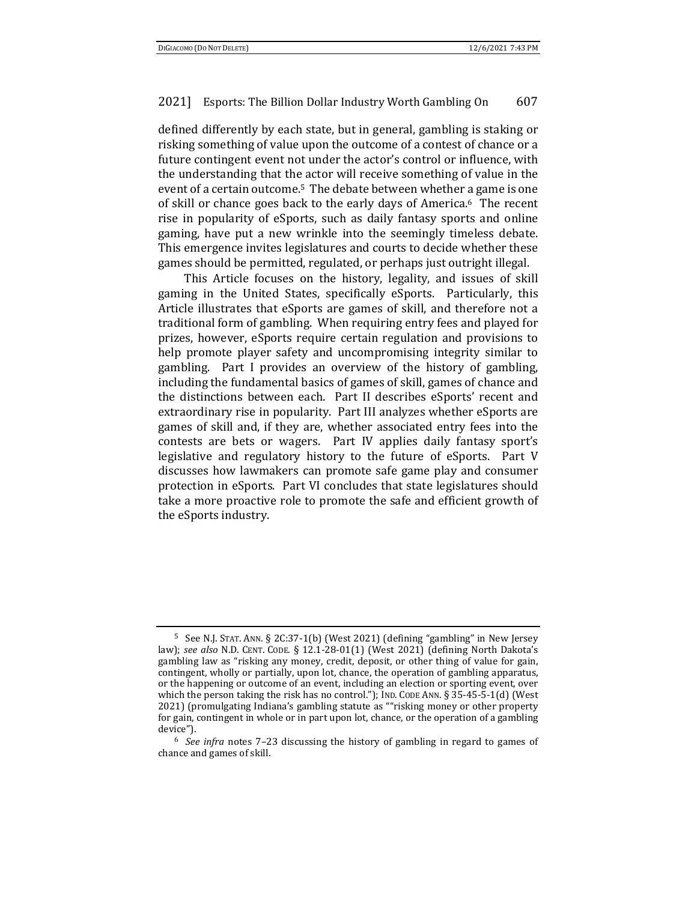defined differently by each state, but in general, gambling is staking or risking something of value upon the outcome of a contest of chance or a future contingent event not under the actor's control or influence, with the understanding that the actor will receive something of value in the event of a certain outcome.[5] The debate between whether a game is one of skill or chance goes back to the early days of America.[6] The recent rise in popularity of eSports, such as daily fantasy sports and online gaming, have put a new wrinkle into the seemingly timeless debate. This emergence invites legislatures and courts to decide whether these games should be permitted, regulated, or perhaps just outright illegal.

This Article focuses on the history, legality, and issues of skill gaming in the United States, specifically eSports. Particularly, this Article illustrates that eSports are games of skill, and therefore not a traditional form of gambling. When requiring entry fees and played for prizes, however, eSports require certain regulation and provisions to help promote player safety and uncompromising integrity similar to gambling. Part I provides an overview of the history of gambling, including the fundamental basics of games of skill, games of chance and the distinctions between each. Part II describes eSports' recent and extraordinary rise in popularity. Part III analyzes whether eSports are games of skill and, if they are, whether associated entry fees into the contests are bets or wagers. Part IV applies daily fantasy sport's legislative and regulatory history to the future of eSports. Part V discusses how lawmakers can promote safe game play and consumer protection in eSports. Part VI concludes that state legislatures should take a more proactive role to promote the safe and efficient growth of the eSports industry.

---

[5] See N.J. STAT. ANN. § 2C:37-1(b) (West 2021) (defining "gambling" in New Jersey law); *see also* N.D. CENT. CODE. § 12.1-28-01(1) (West 2021) (defining North Dakota's gambling law as "risking any money, credit, deposit, or other thing of value for gain, contingent, wholly or partially, upon lot, chance, the operation of gambling apparatus, or the happening or outcome of an event, including an election or sporting event, over which the person taking the risk has no control."); IND. CODE ANN. § 35-45-5-1(d) (West 2021) (promulgating Indiana's gambling statute as ""risking money or other property for gain, contingent in whole or in part upon lot, chance, or the operation of a gambling device").

[6] *See infra* notes 7–23 discussing the history of gambling in regard to games of chance and games of skill.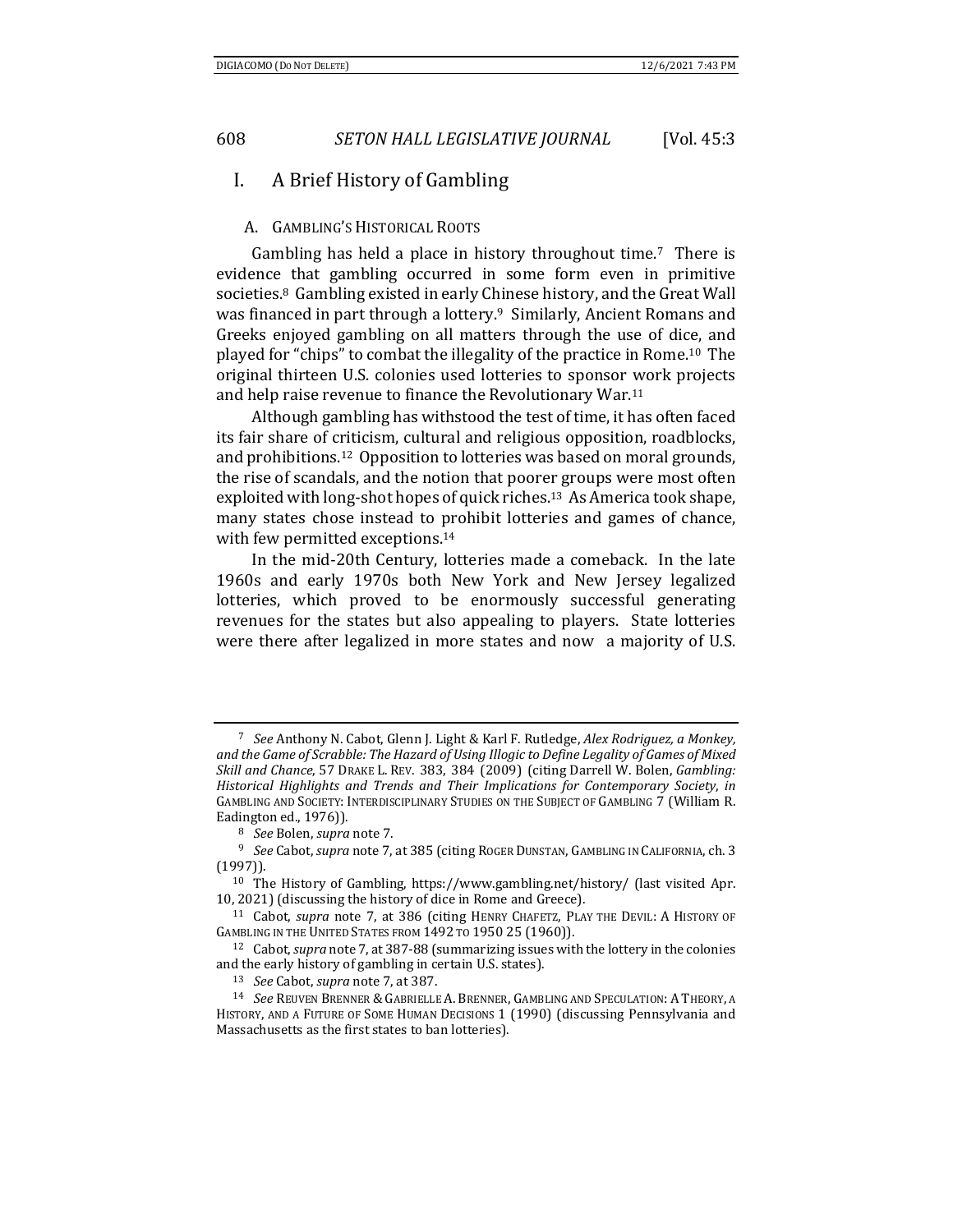## I. A Brief History of Gambling

### A. Gambling's Historical Roots

Gambling has held a place in history throughout time.[7] There is evidence that gambling occurred in some form even in primitive societies.[8] Gambling existed in early Chinese history, and the Great Wall was financed in part through a lottery.[9] Similarly, Ancient Romans and Greeks enjoyed gambling on all matters through the use of dice, and played for "chips" to combat the illegality of the practice in Rome.[10] The original thirteen U.S. colonies used lotteries to sponsor work projects and help raise revenue to finance the Revolutionary War.[11]

Although gambling has withstood the test of time, it has often faced its fair share of criticism, cultural and religious opposition, roadblocks, and prohibitions.[12] Opposition to lotteries was based on moral grounds, the rise of scandals, and the notion that poorer groups were most often exploited with long-shot hopes of quick riches.[13] As America took shape, many states chose instead to prohibit lotteries and games of chance, with few permitted exceptions.[14]

In the mid-20th Century, lotteries made a comeback. In the late 1960s and early 1970s both New York and New Jersey legalized lotteries, which proved to be enormously successful generating revenues for the states but also appealing to players. State lotteries were there after legalized in more states and now a majority of U.S.

---

[7] *See* Anthony N. Cabot, Glenn J. Light & Karl F. Rutledge, *Alex Rodriguez, a Monkey, and the Game of Scrabble: The Hazard of Using Illogic to Define Legality of Games of Mixed Skill and Chance*, 57 DRAKE L. REV. 383, 384 (2009) (citing Darrell W. Bolen, *Gambling: Historical Highlights and Trends and Their Implications for Contemporary Society*, *in* GAMBLING AND SOCIETY: INTERDISCIPLINARY STUDIES ON THE SUBJECT OF GAMBLING 7 (William R. Eadington ed., 1976)).

[8] *See* Bolen, *supra* note 7.

[9] *See* Cabot, *supra* note 7, at 385 (citing ROGER DUNSTAN, GAMBLING IN CALIFORNIA, ch. 3 (1997)).

[10] The History of Gambling, https://www.gambling.net/history/ (last visited Apr. 10, 2021) (discussing the history of dice in Rome and Greece).

[11] Cabot, *supra* note 7, at 386 (citing HENRY CHAFETZ, PLAY THE DEVIL: A HISTORY OF GAMBLING IN THE UNITED STATES FROM 1492 TO 1950 25 (1960)).

[12] Cabot, *supra* note 7, at 387-88 (summarizing issues with the lottery in the colonies and the early history of gambling in certain U.S. states).

[13] *See* Cabot, *supra* note 7, at 387.

[14] *See* REUVEN BRENNER & GABRIELLE A. BRENNER, GAMBLING AND SPECULATION: A THEORY, A HISTORY, AND A FUTURE OF SOME HUMAN DECISIONS 1 (1990) (discussing Pennsylvania and Massachusetts as the first states to ban lotteries).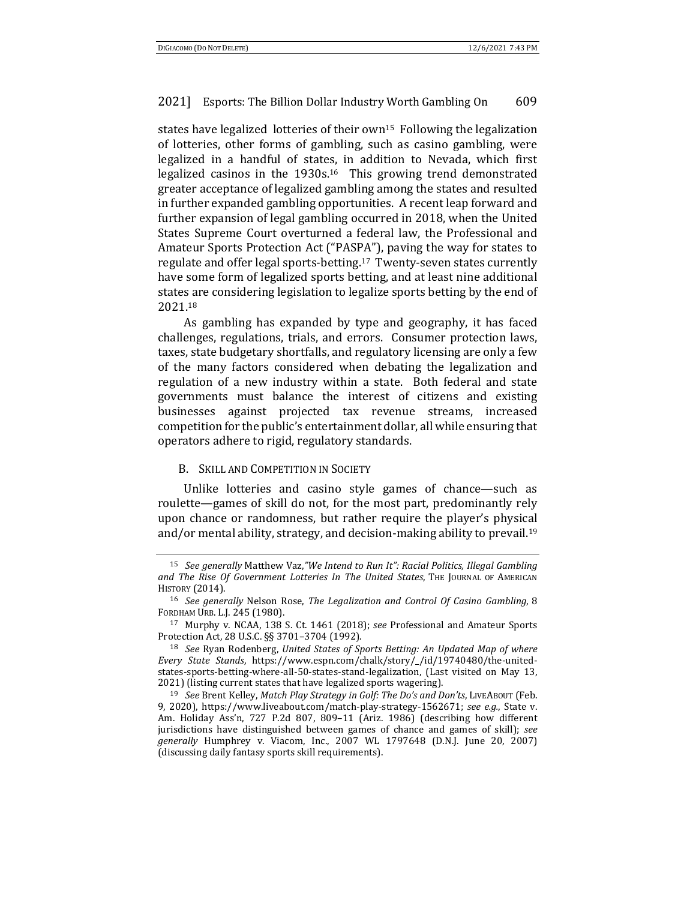states have legalized lotteries of their own[15] Following the legalization of lotteries, other forms of gambling, such as casino gambling, were legalized in a handful of states, in addition to Nevada, which first legalized casinos in the 1930s.[16] This growing trend demonstrated greater acceptance of legalized gambling among the states and resulted in further expanded gambling opportunities. A recent leap forward and further expansion of legal gambling occurred in 2018, when the United States Supreme Court overturned a federal law, the Professional and Amateur Sports Protection Act ("PASPA"), paving the way for states to regulate and offer legal sports-betting.[17] Twenty-seven states currently have some form of legalized sports betting, and at least nine additional states are considering legislation to legalize sports betting by the end of 2021.[18]

As gambling has expanded by type and geography, it has faced challenges, regulations, trials, and errors. Consumer protection laws, taxes, state budgetary shortfalls, and regulatory licensing are only a few of the many factors considered when debating the legalization and regulation of a new industry within a state. Both federal and state governments must balance the interest of citizens and existing businesses against projected tax revenue streams, increased competition for the public's entertainment dollar, all while ensuring that operators adhere to rigid, regulatory standards.

### B. Skill and Competition in Society

Unlike lotteries and casino style games of chance—such as roulette—games of skill do not, for the most part, predominantly rely upon chance or randomness, but rather require the player's physical and/or mental ability, strategy, and decision-making ability to prevail.[19]

---

[15] *See generally* Matthew Vaz, *"We Intend to Run It": Racial Politics, Illegal Gambling and The Rise Of Government Lotteries In The United States*, The Journal of American History (2014).

[16] *See generally* Nelson Rose, *The Legalization and Control Of Casino Gambling*, 8 Fordham Urb. L.J. 245 (1980).

[17] Murphy v. NCAA, 138 S. Ct. 1461 (2018); *see* Professional and Amateur Sports Protection Act, 28 U.S.C. §§ 3701–3704 (1992).

[18] *See* Ryan Rodenberg, *United States of Sports Betting: An Updated Map of where Every State Stands*, https://www.espn.com/chalk/story/_/id/19740480/the-united-states-sports-betting-where-all-50-states-stand-legalization, (Last visited on May 13, 2021) (listing current states that have legalized sports wagering).

[19] *See* Brent Kelley, *Match Play Strategy in Golf: The Do's and Don'ts*, LiveAbout (Feb. 9, 2020), https://www.liveabout.com/match-play-strategy-1562671; *see e.g.*, State v. Am. Holiday Ass'n, 727 P.2d 807, 809–11 (Ariz. 1986) (describing how different jurisdictions have distinguished between games of chance and games of skill); *see generally* Humphrey v. Viacom, Inc., 2007 WL 1797648 (D.N.J. June 20, 2007) (discussing daily fantasy sports skill requirements).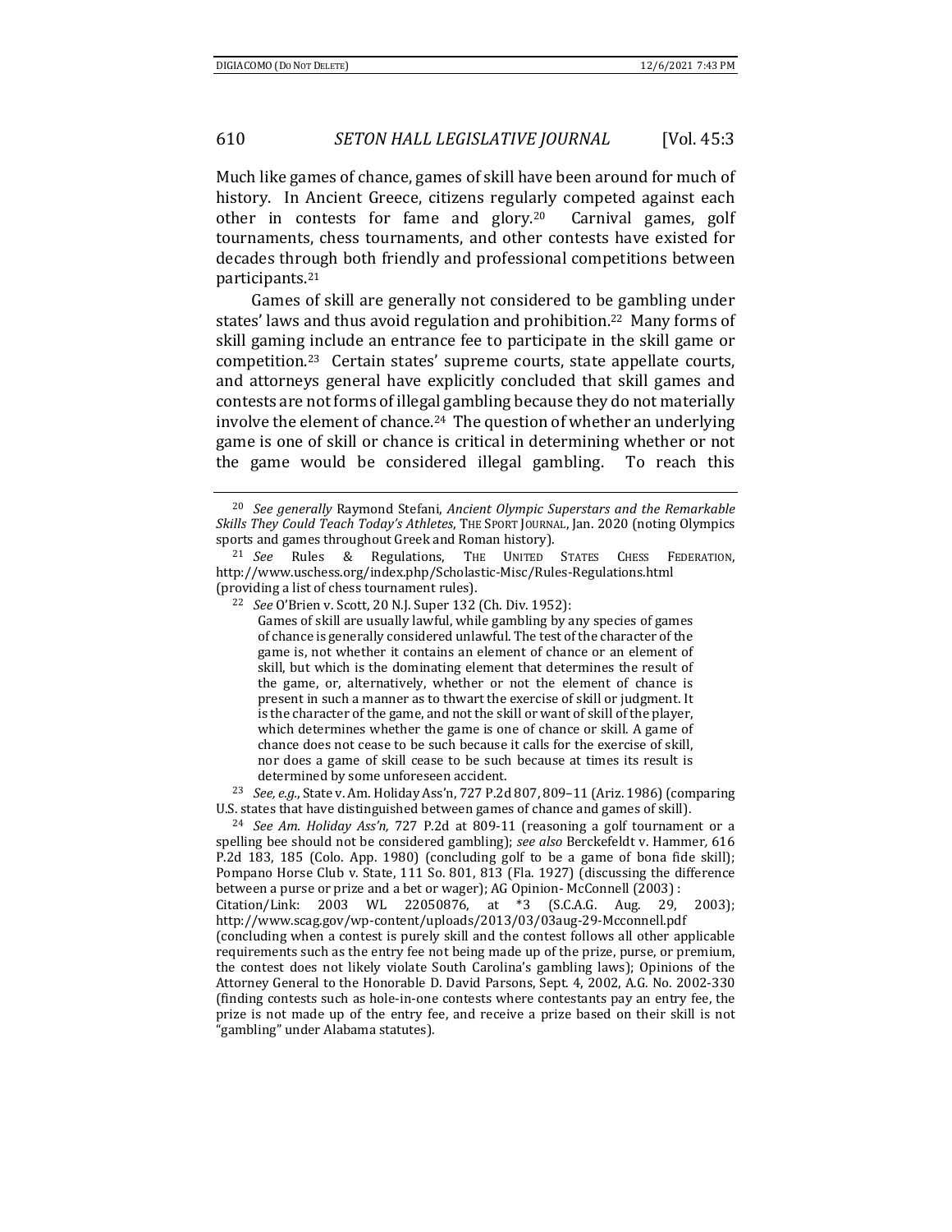Much like games of chance, games of skill have been around for much of history. In Ancient Greece, citizens regularly competed against each other in contests for fame and glory.[20] Carnival games, golf tournaments, chess tournaments, and other contests have existed for decades through both friendly and professional competitions between participants.[21]

Games of skill are generally not considered to be gambling under states' laws and thus avoid regulation and prohibition.[22] Many forms of skill gaming include an entrance fee to participate in the skill game or competition.[23] Certain states' supreme courts, state appellate courts, and attorneys general have explicitly concluded that skill games and contests are not forms of illegal gambling because they do not materially involve the element of chance.[24] The question of whether an underlying game is one of skill or chance is critical in determining whether or not the game would be considered illegal gambling. To reach this

---

[20] *See generally* Raymond Stefani, *Ancient Olympic Superstars and the Remarkable Skills They Could Teach Today's Athletes*, THE SPORT JOURNAL, Jan. 2020 (noting Olympics sports and games throughout Greek and Roman history).

[21] *See* Rules & Regulations, THE UNITED STATES CHESS FEDERATION, http://www.uschess.org/index.php/Scholastic-Misc/Rules-Regulations.html (providing a list of chess tournament rules).

[22] *See* O'Brien v. Scott, 20 N.J. Super 132 (Ch. Div. 1952):

> Games of skill are usually lawful, while gambling by any species of games of chance is generally considered unlawful. The test of the character of the game is, not whether it contains an element of chance or an element of skill, but which is the dominating element that determines the result of the game, or, alternatively, whether or not the element of chance is present in such a manner as to thwart the exercise of skill or judgment. It is the character of the game, and not the skill or want of skill of the player, which determines whether the game is one of chance or skill. A game of chance does not cease to be such because it calls for the exercise of skill, nor does a game of skill cease to be such because at times its result is determined by some unforeseen accident.

[23] *See, e.g.*, State v. Am. Holiday Ass'n, 727 P.2d 807, 809–11 (Ariz. 1986) (comparing U.S. states that have distinguished between games of chance and games of skill).

[24] *See Am. Holiday Ass'n,* 727 P.2d at 809-11 (reasoning a golf tournament or a spelling bee should not be considered gambling); *see also* Berckefeldt v. Hammer*,* 616 P.2d 183, 185 (Colo. App. 1980) (concluding golf to be a game of bona fide skill); Pompano Horse Club v. State, 111 So. 801, 813 (Fla. 1927) (discussing the difference between a purse or prize and a bet or wager); AG Opinion- McConnell (2003) : Citation/Link: 2003 WL 22050876, at *3 (S.C.A.G. Aug. 29, 2003); http://www.scag.gov/wp-content/uploads/2013/03/03aug-29-Mcconnell.pdf (concluding when a contest is purely skill and the contest follows all other applicable requirements such as the entry fee not being made up of the prize, purse, or premium, the contest does not likely violate South Carolina's gambling laws); Opinions of the Attorney General to the Honorable D. David Parsons, Sept. 4, 2002, A.G. No. 2002-330 (finding contests such as hole-in-one contests where contestants pay an entry fee, the prize is not made up of the entry fee, and receive a prize based on their skill is not "gambling" under Alabama statutes).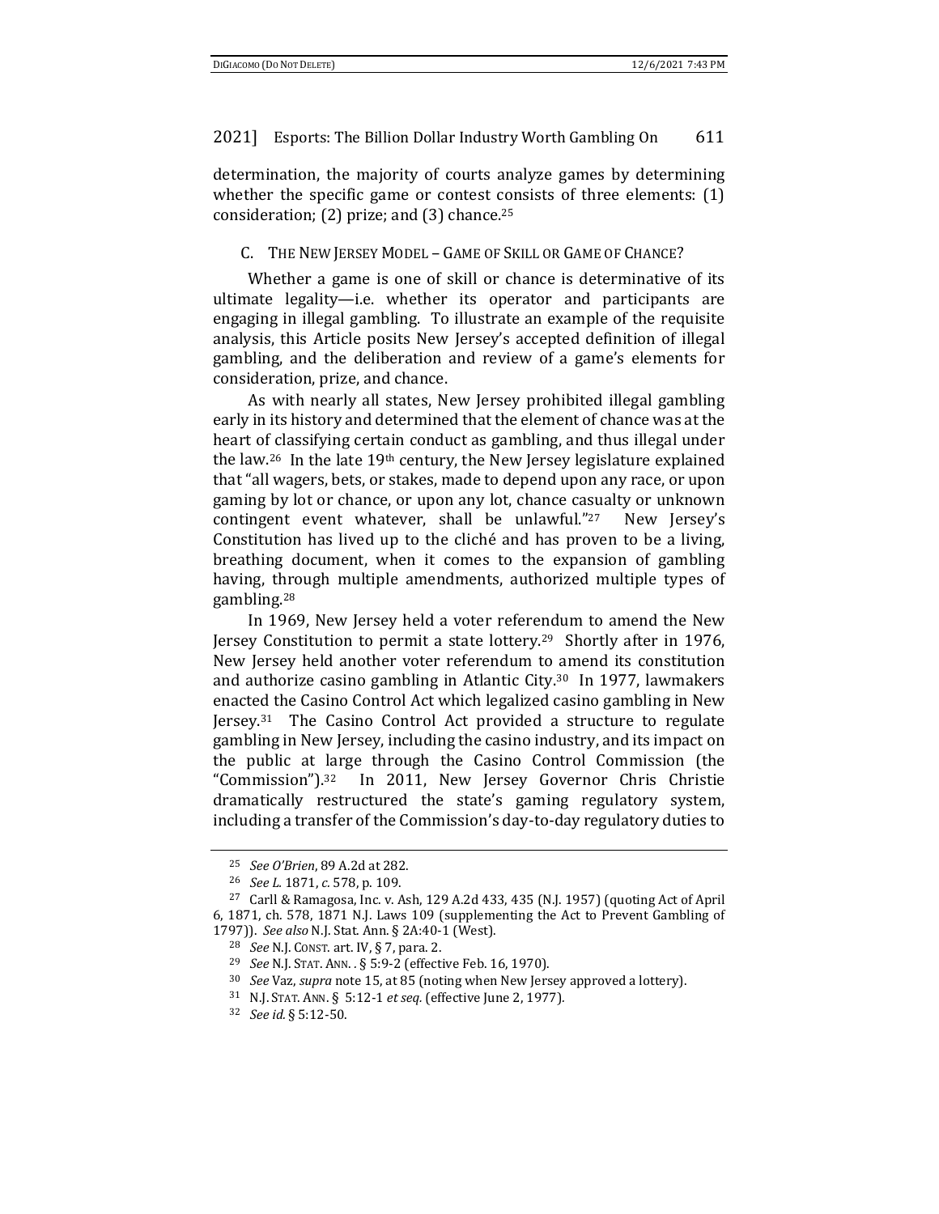determination, the majority of courts analyze games by determining whether the specific game or contest consists of three elements: (1) consideration; (2) prize; and (3) chance.[25]

### C. The New Jersey Model – Game of Skill or Game of Chance?

Whether a game is one of skill or chance is determinative of its ultimate legality—i.e. whether its operator and participants are engaging in illegal gambling. To illustrate an example of the requisite analysis, this Article posits New Jersey's accepted definition of illegal gambling, and the deliberation and review of a game's elements for consideration, prize, and chance.

As with nearly all states, New Jersey prohibited illegal gambling early in its history and determined that the element of chance was at the heart of classifying certain conduct as gambling, and thus illegal under the law.[26] In the late 19th century, the New Jersey legislature explained that "all wagers, bets, or stakes, made to depend upon any race, or upon gaming by lot or chance, or upon any lot, chance casualty or unknown contingent event whatever, shall be unlawful."[27] New Jersey's Constitution has lived up to the cliché and has proven to be a living, breathing document, when it comes to the expansion of gambling having, through multiple amendments, authorized multiple types of gambling.[28]

In 1969, New Jersey held a voter referendum to amend the New Jersey Constitution to permit a state lottery.[29] Shortly after in 1976, New Jersey held another voter referendum to amend its constitution and authorize casino gambling in Atlantic City.[30] In 1977, lawmakers enacted the Casino Control Act which legalized casino gambling in New Jersey.[31] The Casino Control Act provided a structure to regulate gambling in New Jersey, including the casino industry, and its impact on the public at large through the Casino Control Commission (the "Commission").[32] In 2011, New Jersey Governor Chris Christie dramatically restructured the state's gaming regulatory system, including a transfer of the Commission's day-to-day regulatory duties to

---

[25] *See O'Brien*, 89 A.2d at 282.

[26] *See L.* 1871, *c.* 578, p. 109.

[27] Carll & Ramagosa, Inc. v. Ash, 129 A.2d 433, 435 (N.J. 1957) (quoting Act of April 6, 1871, ch. 578, 1871 N.J. Laws 109 (supplementing the Act to Prevent Gambling of 1797)). *See also* N.J. Stat. Ann. § 2A:40-1 (West).

[28] *See* N.J. Const. art. IV, § 7, para. 2.

[29] *See* N.J. Stat. Ann. . § 5:9-2 (effective Feb. 16, 1970).

[30] *See* Vaz, *supra* note 15, at 85 (noting when New Jersey approved a lottery).

[31] N.J. Stat. Ann. § 5:12-1 *et seq.* (effective June 2, 1977).

[32] *See id.* § 5:12-50.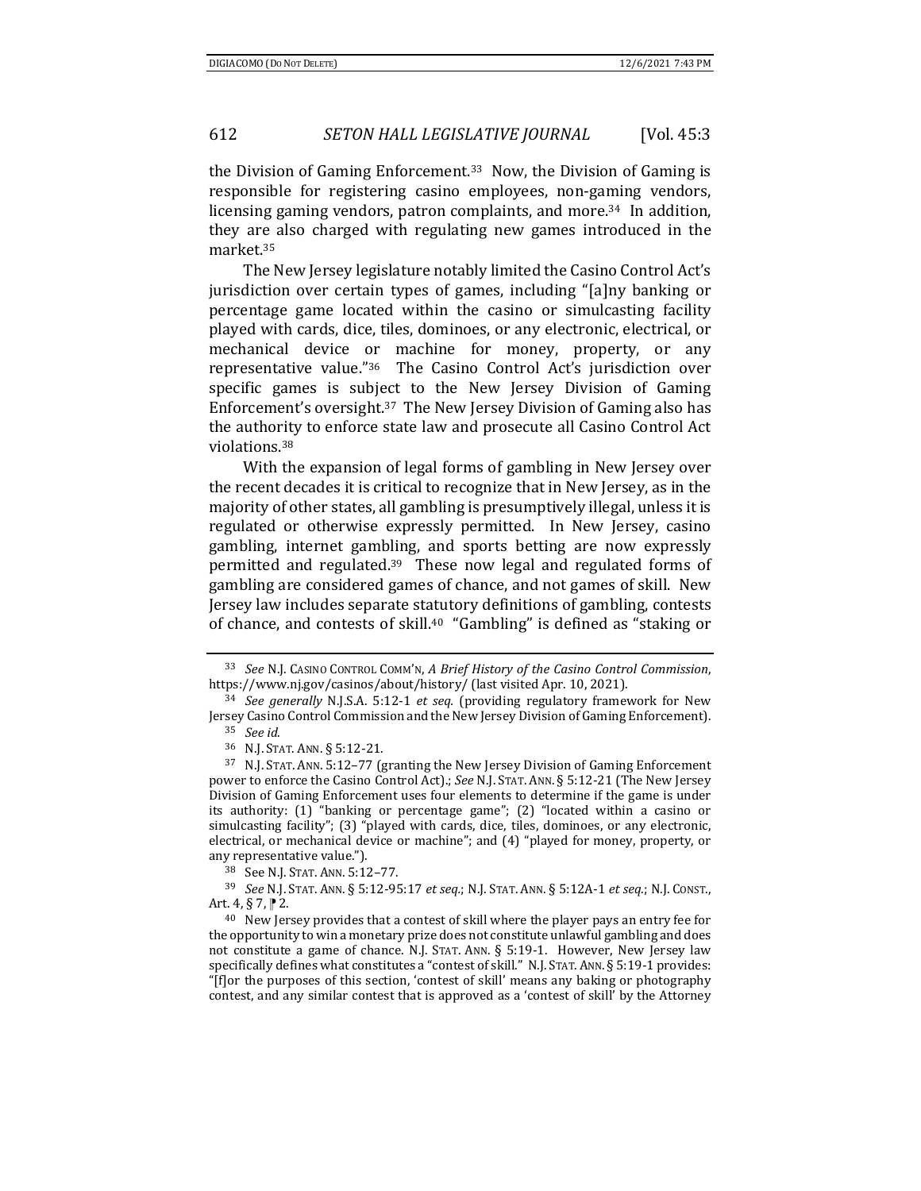the Division of Gaming Enforcement.[33] Now, the Division of Gaming is responsible for registering casino employees, non-gaming vendors, licensing gaming vendors, patron complaints, and more.[34] In addition, they are also charged with regulating new games introduced in the market.[35]

The New Jersey legislature notably limited the Casino Control Act's jurisdiction over certain types of games, including "[a]ny banking or percentage game located within the casino or simulcasting facility played with cards, dice, tiles, dominoes, or any electronic, electrical, or mechanical device or machine for money, property, or any representative value."[36] The Casino Control Act's jurisdiction over specific games is subject to the New Jersey Division of Gaming Enforcement's oversight.[37] The New Jersey Division of Gaming also has the authority to enforce state law and prosecute all Casino Control Act violations.[38]

With the expansion of legal forms of gambling in New Jersey over the recent decades it is critical to recognize that in New Jersey, as in the majority of other states, all gambling is presumptively illegal, unless it is regulated or otherwise expressly permitted. In New Jersey, casino gambling, internet gambling, and sports betting are now expressly permitted and regulated.[39] These now legal and regulated forms of gambling are considered games of chance, and not games of skill. New Jersey law includes separate statutory definitions of gambling, contests of chance, and contests of skill.[40] "Gambling" is defined as "staking or

---

[33] *See* N.J. CASINO CONTROL COMM'N, *A Brief History of the Casino Control Commission*, https://www.nj.gov/casinos/about/history/ (last visited Apr. 10, 2021).

[34] *See generally* N.J.S.A. 5:12-1 *et seq.* (providing regulatory framework for New Jersey Casino Control Commission and the New Jersey Division of Gaming Enforcement).

[35] *See id.*

[36] N.J. STAT. ANN. § 5:12-21.

[37] N.J. STAT. ANN. 5:12–77 (granting the New Jersey Division of Gaming Enforcement power to enforce the Casino Control Act).; *See* N.J. STAT. ANN. § 5:12-21 (The New Jersey Division of Gaming Enforcement uses four elements to determine if the game is under its authority: (1) "banking or percentage game"; (2) "located within a casino or simulcasting facility"; (3) "played with cards, dice, tiles, dominoes, or any electronic, electrical, or mechanical device or machine"; and (4) "played for money, property, or any representative value.").

[38] See N.J. STAT. ANN. 5:12–77.

[39] *See* N.J. STAT. ANN. § 5:12-95:17 *et seq.*; N.J. STAT. ANN. § 5:12A-1 *et seq.*; N.J. CONST., Art. 4, § 7, ⁋ 2.

[40] New Jersey provides that a contest of skill where the player pays an entry fee for the opportunity to win a monetary prize does not constitute unlawful gambling and does not constitute a game of chance. N.J. STAT. ANN. § 5:19-1. However, New Jersey law specifically defines what constitutes a "contest of skill." N.J. STAT. ANN. § 5:19-1 provides: "[f]or the purposes of this section, 'contest of skill' means any baking or photography contest, and any similar contest that is approved as a 'contest of skill' by the Attorney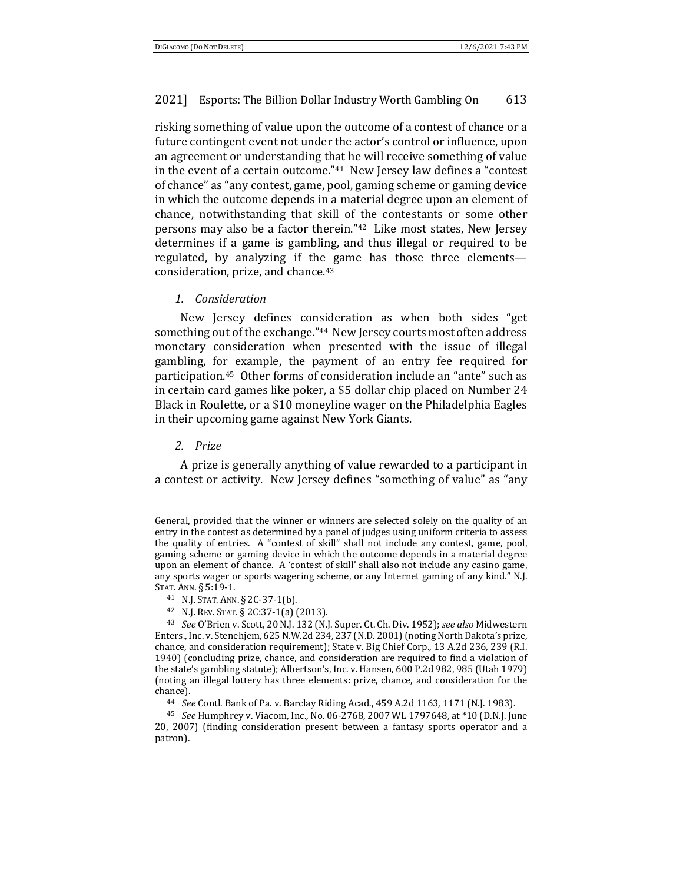risking something of value upon the outcome of a contest of chance or a future contingent event not under the actor's control or influence, upon an agreement or understanding that he will receive something of value in the event of a certain outcome."[41] New Jersey law defines a "contest of chance" as "any contest, game, pool, gaming scheme or gaming device in which the outcome depends in a material degree upon an element of chance, notwithstanding that skill of the contestants or some other persons may also be a factor therein."[42] Like most states, New Jersey determines if a game is gambling, and thus illegal or required to be regulated, by analyzing if the game has those three elements—consideration, prize, and chance.[43]

### *1. Consideration*

New Jersey defines consideration as when both sides "get something out of the exchange."[44] New Jersey courts most often address monetary consideration when presented with the issue of illegal gambling, for example, the payment of an entry fee required for participation.[45] Other forms of consideration include an "ante" such as in certain card games like poker, a $5 dollar chip placed on Number 24 Black in Roulette, or a $10 moneyline wager on the Philadelphia Eagles in their upcoming game against New York Giants.

### *2. Prize*

A prize is generally anything of value rewarded to a participant in a contest or activity. New Jersey defines "something of value" as "any

---

General, provided that the winner or winners are selected solely on the quality of an entry in the contest as determined by a panel of judges using uniform criteria to assess the quality of entries. A "contest of skill" shall not include any contest, game, pool, gaming scheme or gaming device in which the outcome depends in a material degree upon an element of chance. A 'contest of skill' shall also not include any casino game, any sports wager or sports wagering scheme, or any Internet gaming of any kind." N.J. STAT. ANN. § 5:19-1.

[41] N.J. STAT. ANN. § 2C-37-1(b).

[42] N.J. REV. STAT. § 2C:37-1(a) (2013).

[43] *See* O'Brien v. Scott, 20 N.J. 132 (N.J. Super. Ct. Ch. Div. 1952); *see also* Midwestern Enters., Inc. v. Stenehjem, 625 N.W.2d 234, 237 (N.D. 2001) (noting North Dakota's prize, chance, and consideration requirement); State v. Big Chief Corp., 13 A.2d 236, 239 (R.I. 1940) (concluding prize, chance, and consideration are required to find a violation of the state's gambling statute); Albertson's, Inc. v. Hansen, 600 P.2d 982, 985 (Utah 1979) (noting an illegal lottery has three elements: prize, chance, and consideration for the chance).

[44] *See* Contl. Bank of Pa. v. Barclay Riding Acad., 459 A.2d 1163, 1171 (N.J. 1983).

[45] *See* Humphrey v. Viacom, Inc., No. 06-2768, 2007 WL 1797648, at *10 (D.N.J. June 20, 2007) (finding consideration present between a fantasy sports operator and a patron).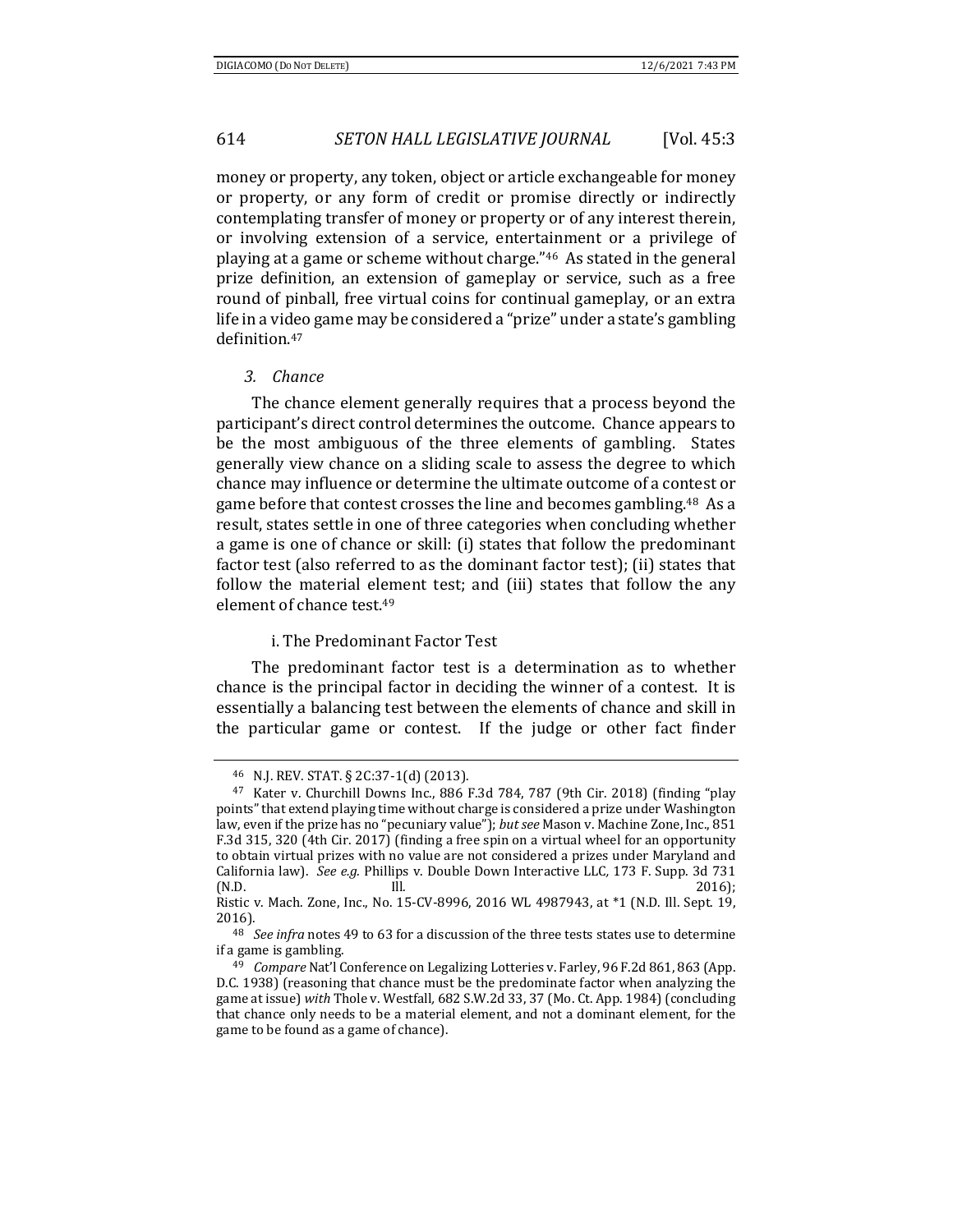money or property, any token, object or article exchangeable for money or property, or any form of credit or promise directly or indirectly contemplating transfer of money or property or of any interest therein, or involving extension of a service, entertainment or a privilege of playing at a game or scheme without charge."[46] As stated in the general prize definition, an extension of gameplay or service, such as a free round of pinball, free virtual coins for continual gameplay, or an extra life in a video game may be considered a "prize" under a state's gambling definition.[47]

### *3. Chance*

The chance element generally requires that a process beyond the participant's direct control determines the outcome. Chance appears to be the most ambiguous of the three elements of gambling. States generally view chance on a sliding scale to assess the degree to which chance may influence or determine the ultimate outcome of a contest or game before that contest crosses the line and becomes gambling.[48] As a result, states settle in one of three categories when concluding whether a game is one of chance or skill: (i) states that follow the predominant factor test (also referred to as the dominant factor test); (ii) states that follow the material element test; and (iii) states that follow the any element of chance test.[49]

#### i. The Predominant Factor Test

The predominant factor test is a determination as to whether chance is the principal factor in deciding the winner of a contest. It is essentially a balancing test between the elements of chance and skill in the particular game or contest. If the judge or other fact finder

---

[46] N.J. REV. STAT. § 2C:37-1(d) (2013).

[47] Kater v. Churchill Downs Inc., 886 F.3d 784, 787 (9th Cir. 2018) (finding "play points" that extend playing time without charge is considered a prize under Washington law, even if the prize has no "pecuniary value"); *but see* Mason v. Machine Zone, Inc., 851 F.3d 315, 320 (4th Cir. 2017) (finding a free spin on a virtual wheel for an opportunity to obtain virtual prizes with no value are not considered a prizes under Maryland and California law). *See e.g.* Phillips v. Double Down Interactive LLC, 173 F. Supp. 3d 731 (N.D. Ill. 2016); Ristic v. Mach. Zone, Inc., No. 15-CV-8996, 2016 WL 4987943, at *1 (N.D. Ill. Sept. 19, 2016).

[48] *See infra* notes 49 to 63 for a discussion of the three tests states use to determine if a game is gambling.

[49] *Compare* Nat'l Conference on Legalizing Lotteries v. Farley, 96 F.2d 861, 863 (App. D.C. 1938) (reasoning that chance must be the predominate factor when analyzing the game at issue) *with* Thole v. Westfall, 682 S.W.2d 33, 37 (Mo. Ct. App. 1984) (concluding that chance only needs to be a material element, and not a dominant element, for the game to be found as a game of chance).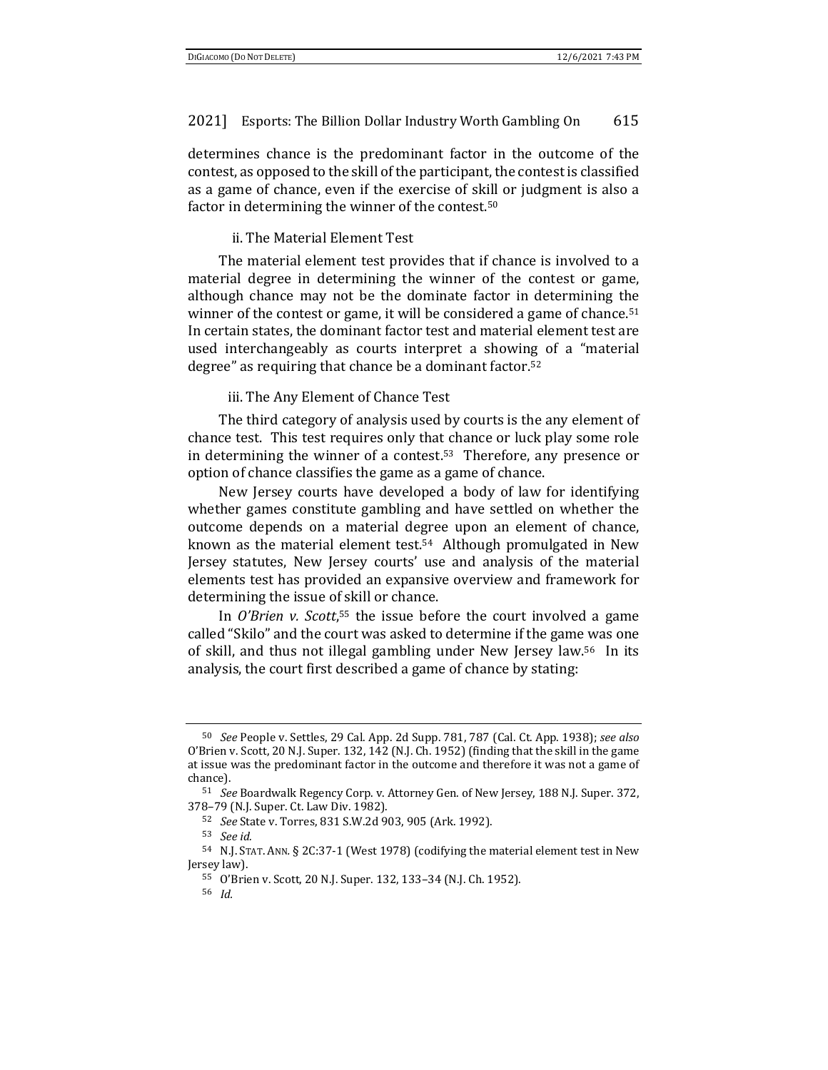determines chance is the predominant factor in the outcome of the contest, as opposed to the skill of the participant, the contest is classified as a game of chance, even if the exercise of skill or judgment is also a factor in determining the winner of the contest.[50]

#### ii. The Material Element Test

The material element test provides that if chance is involved to a material degree in determining the winner of the contest or game, although chance may not be the dominate factor in determining the winner of the contest or game, it will be considered a game of chance.[51] In certain states, the dominant factor test and material element test are used interchangeably as courts interpret a showing of a "material degree" as requiring that chance be a dominant factor.[52]

#### iii. The Any Element of Chance Test

The third category of analysis used by courts is the any element of chance test. This test requires only that chance or luck play some role in determining the winner of a contest.[53] Therefore, any presence or option of chance classifies the game as a game of chance.

New Jersey courts have developed a body of law for identifying whether games constitute gambling and have settled on whether the outcome depends on a material degree upon an element of chance, known as the material element test.[54] Although promulgated in New Jersey statutes, New Jersey courts' use and analysis of the material elements test has provided an expansive overview and framework for determining the issue of skill or chance.

In *O'Brien v. Scott*,[55] the issue before the court involved a game called "Skilo" and the court was asked to determine if the game was one of skill, and thus not illegal gambling under New Jersey law.[56] In its analysis, the court first described a game of chance by stating:

---

[50] *See* People v. Settles, 29 Cal. App. 2d Supp. 781, 787 (Cal. Ct. App. 1938); *see also* O'Brien v. Scott, 20 N.J. Super. 132, 142 (N.J. Ch. 1952) (finding that the skill in the game at issue was the predominant factor in the outcome and therefore it was not a game of chance).

[51] *See* Boardwalk Regency Corp. v. Attorney Gen. of New Jersey, 188 N.J. Super. 372, 378–79 (N.J. Super. Ct. Law Div. 1982).

[52] *See* State v. Torres, 831 S.W.2d 903, 905 (Ark. 1992).

[53] *See id.*

[54] N.J. STAT. ANN. § 2C:37-1 (West 1978) (codifying the material element test in New Jersey law).

[55] O'Brien v. Scott, 20 N.J. Super. 132, 133–34 (N.J. Ch. 1952).

[56] *Id.*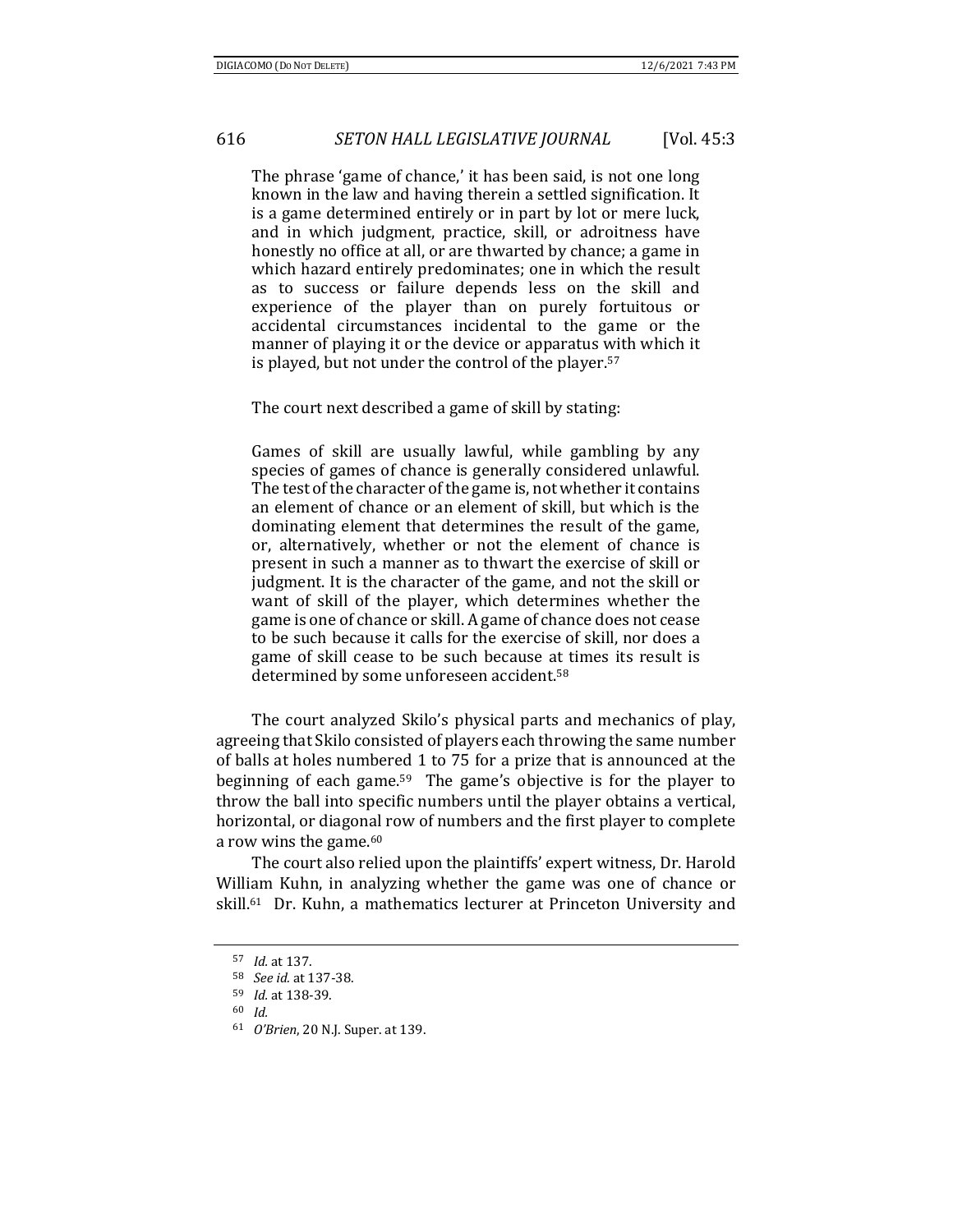> The phrase 'game of chance,' it has been said, is not one long known in the law and having therein a settled signification. It is a game determined entirely or in part by lot or mere luck, and in which judgment, practice, skill, or adroitness have honestly no office at all, or are thwarted by chance; a game in which hazard entirely predominates; one in which the result as to success or failure depends less on the skill and experience of the player than on purely fortuitous or accidental circumstances incidental to the game or the manner of playing it or the device or apparatus with which it is played, but not under the control of the player.[57]

The court next described a game of skill by stating:

> Games of skill are usually lawful, while gambling by any species of games of chance is generally considered unlawful. The test of the character of the game is, not whether it contains an element of chance or an element of skill, but which is the dominating element that determines the result of the game, or, alternatively, whether or not the element of chance is present in such a manner as to thwart the exercise of skill or judgment. It is the character of the game, and not the skill or want of skill of the player, which determines whether the game is one of chance or skill. A game of chance does not cease to be such because it calls for the exercise of skill, nor does a game of skill cease to be such because at times its result is determined by some unforeseen accident.[58]

The court analyzed Skilo's physical parts and mechanics of play, agreeing that Skilo consisted of players each throwing the same number of balls at holes numbered 1 to 75 for a prize that is announced at the beginning of each game.[59] The game's objective is for the player to throw the ball into specific numbers until the player obtains a vertical, horizontal, or diagonal row of numbers and the first player to complete a row wins the game.[60]

The court also relied upon the plaintiffs' expert witness, Dr. Harold William Kuhn, in analyzing whether the game was one of chance or skill.[61] Dr. Kuhn, a mathematics lecturer at Princeton University and

---

[57] *Id.* at 137.

[58] *See id.* at 137-38.

[59] *Id.* at 138-39.

[60] *Id.*

[61] *O'Brien*, 20 N.J. Super. at 139.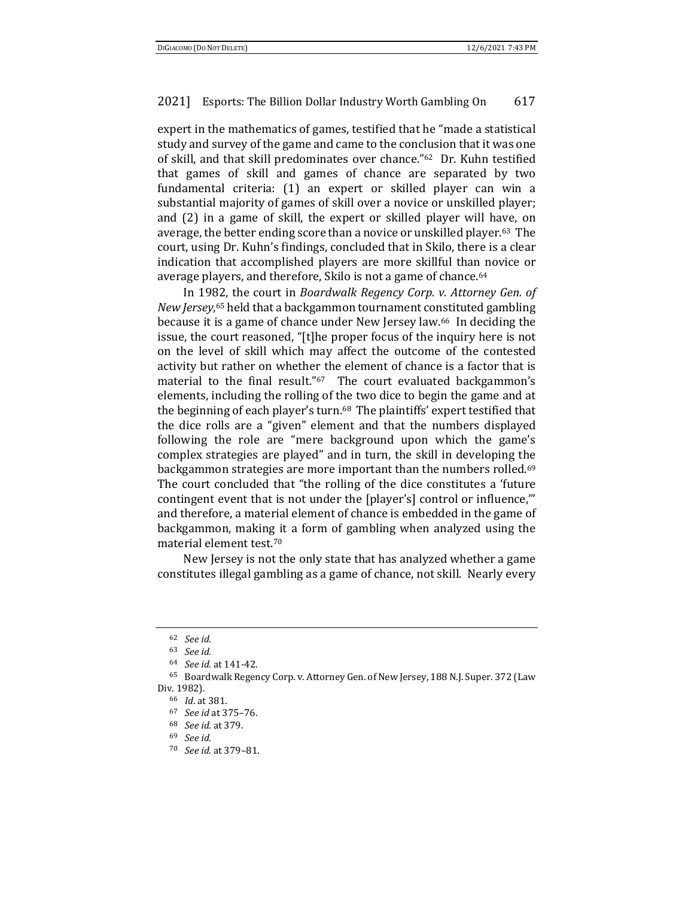expert in the mathematics of games, testified that he "made a statistical study and survey of the game and came to the conclusion that it was one of skill, and that skill predominates over chance."[62] Dr. Kuhn testified that games of skill and games of chance are separated by two fundamental criteria: (1) an expert or skilled player can win a substantial majority of games of skill over a novice or unskilled player; and (2) in a game of skill, the expert or skilled player will have, on average, the better ending score than a novice or unskilled player.[63] The court, using Dr. Kuhn's findings, concluded that in Skilo, there is a clear indication that accomplished players are more skillful than novice or average players, and therefore, Skilo is not a game of chance.[64]

In 1982, the court in *Boardwalk Regency Corp. v. Attorney Gen. of New Jersey*,[65] held that a backgammon tournament constituted gambling because it is a game of chance under New Jersey law.[66] In deciding the issue, the court reasoned, "[t]he proper focus of the inquiry here is not on the level of skill which may affect the outcome of the contested activity but rather on whether the element of chance is a factor that is material to the final result."[67] The court evaluated backgammon's elements, including the rolling of the two dice to begin the game and at the beginning of each player's turn.[68] The plaintiffs' expert testified that the dice rolls are a "given" element and that the numbers displayed following the role are "mere background upon which the game's complex strategies are played" and in turn, the skill in developing the backgammon strategies are more important than the numbers rolled.[69] The court concluded that "the rolling of the dice constitutes a 'future contingent event that is not under the [player's] control or influence,'" and therefore, a material element of chance is embedded in the game of backgammon, making it a form of gambling when analyzed using the material element test.[70]

New Jersey is not the only state that has analyzed whether a game constitutes illegal gambling as a game of chance, not skill. Nearly every

---

[62] *See id.*

[63] *See id.*

[64] *See id.* at 141-42.

[65] Boardwalk Regency Corp. v. Attorney Gen. of New Jersey, 188 N.J. Super. 372 (Law Div. 1982).

[66] *Id*. at 381.

[67] *See id* at 375–76.

[68] *See id.* at 379.

[69] *See id.*

[70] *See id.* at 379–81.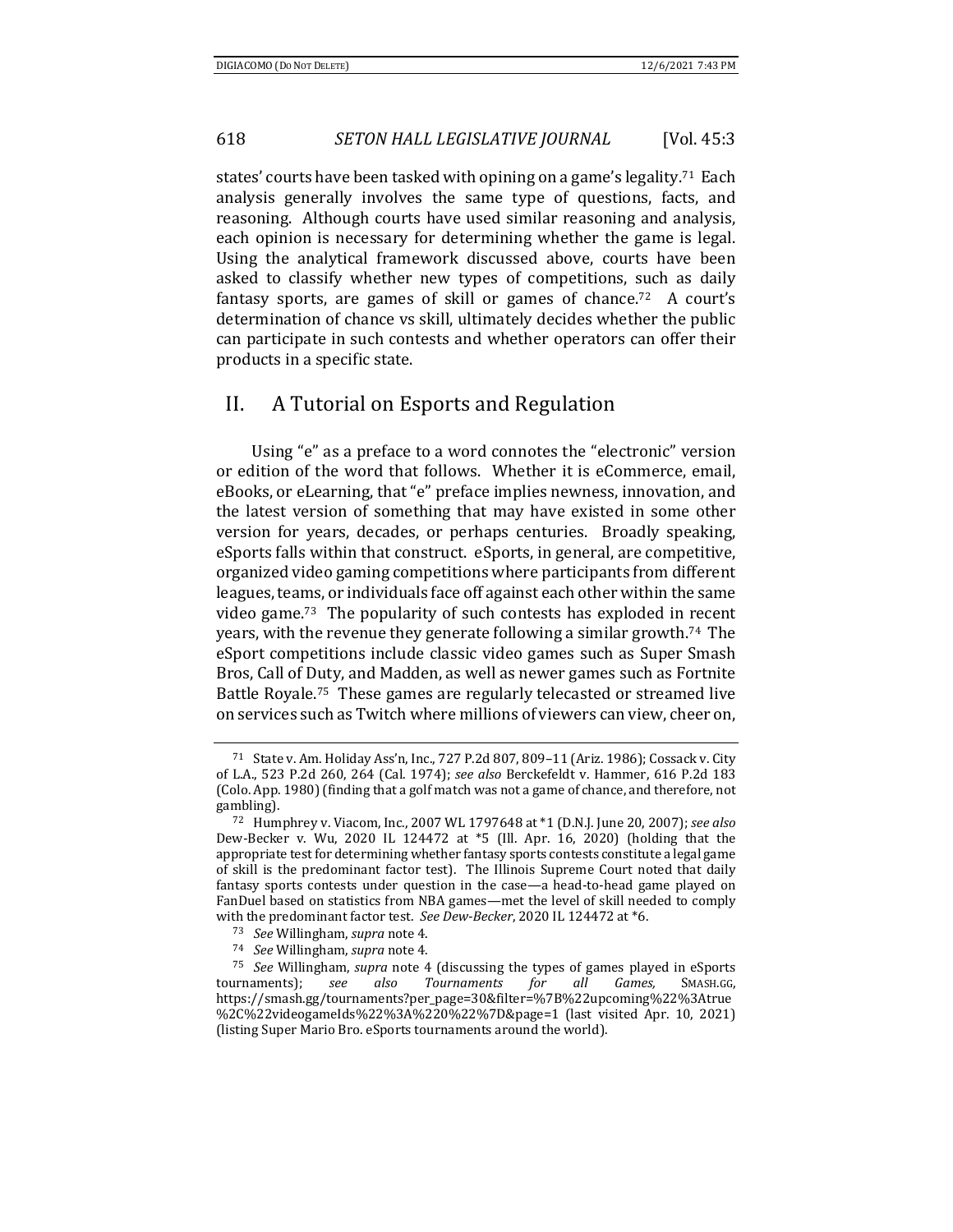states' courts have been tasked with opining on a game's legality.[71] Each analysis generally involves the same type of questions, facts, and reasoning. Although courts have used similar reasoning and analysis, each opinion is necessary for determining whether the game is legal. Using the analytical framework discussed above, courts have been asked to classify whether new types of competitions, such as daily fantasy sports, are games of skill or games of chance.[72] A court's determination of chance vs skill, ultimately decides whether the public can participate in such contests and whether operators can offer their products in a specific state.

## II. A Tutorial on Esports and Regulation

Using "e" as a preface to a word connotes the "electronic" version or edition of the word that follows. Whether it is eCommerce, email, eBooks, or eLearning, that "e" preface implies newness, innovation, and the latest version of something that may have existed in some other version for years, decades, or perhaps centuries. Broadly speaking, eSports falls within that construct. eSports, in general, are competitive, organized video gaming competitions where participants from different leagues, teams, or individuals face off against each other within the same video game.[73] The popularity of such contests has exploded in recent years, with the revenue they generate following a similar growth.[74] The eSport competitions include classic video games such as Super Smash Bros, Call of Duty, and Madden, as well as newer games such as Fortnite Battle Royale.[75] These games are regularly telecasted or streamed live on services such as Twitch where millions of viewers can view, cheer on,

---

[71] State v. Am. Holiday Ass'n, Inc., 727 P.2d 807, 809–11 (Ariz. 1986); Cossack v. City of L.A., 523 P.2d 260, 264 (Cal. 1974); *see also* Berckefeldt v. Hammer, 616 P.2d 183 (Colo. App. 1980) (finding that a golf match was not a game of chance, and therefore, not gambling).

[72] Humphrey v. Viacom, Inc., 2007 WL 1797648 at *1 (D.N.J. June 20, 2007); *see also* Dew-Becker v. Wu, 2020 IL 124472 at *5 (Ill. Apr. 16, 2020) (holding that the appropriate test for determining whether fantasy sports contests constitute a legal game of skill is the predominant factor test). The Illinois Supreme Court noted that daily fantasy sports contests under question in the case—a head-to-head game played on FanDuel based on statistics from NBA games—met the level of skill needed to comply with the predominant factor test. *See Dew-Becker*, 2020 IL 124472 at *6.

[73] *See* Willingham, *supra* note 4.

[74] *See* Willingham, *supra* note 4.

[75] *See* Willingham, *supra* note 4 (discussing the types of games played in eSports tournaments); *see also Tournaments for all Games,* SMASH.GG, https://smash.gg/tournaments?per_page=30&filter=%7B%22upcoming%22%3Atrue%2C%22videogameIds%22%3A%220%22%7D&page=1 (last visited Apr. 10, 2021) (listing Super Mario Bro. eSports tournaments around the world).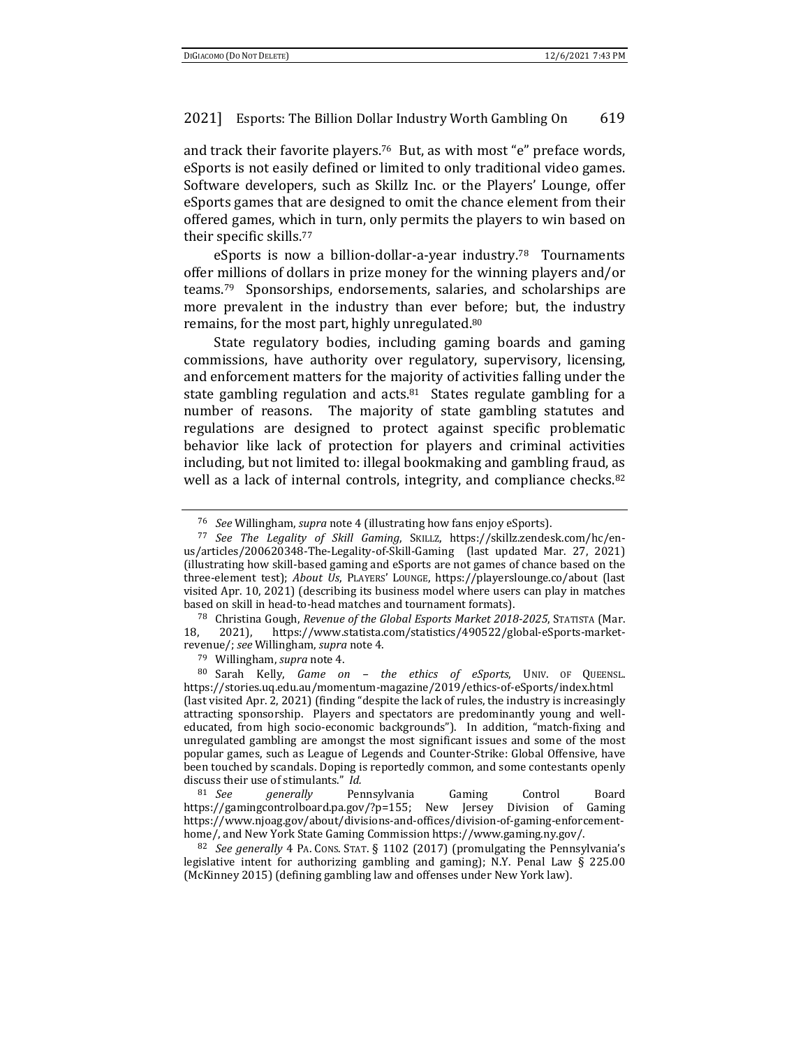and track their favorite players.[76] But, as with most "e" preface words, eSports is not easily defined or limited to only traditional video games. Software developers, such as Skillz Inc. or the Players' Lounge, offer eSports games that are designed to omit the chance element from their offered games, which in turn, only permits the players to win based on their specific skills.[77]

eSports is now a billion-dollar-a-year industry.[78] Tournaments offer millions of dollars in prize money for the winning players and/or teams.[79] Sponsorships, endorsements, salaries, and scholarships are more prevalent in the industry than ever before; but, the industry remains, for the most part, highly unregulated.[80]

State regulatory bodies, including gaming boards and gaming commissions, have authority over regulatory, supervisory, licensing, and enforcement matters for the majority of activities falling under the state gambling regulation and acts.[81] States regulate gambling for a number of reasons. The majority of state gambling statutes and regulations are designed to protect against specific problematic behavior like lack of protection for players and criminal activities including, but not limited to: illegal bookmaking and gambling fraud, as well as a lack of internal controls, integrity, and compliance checks.[82]

---

[76] *See* Willingham, *supra* note 4 (illustrating how fans enjoy eSports).

[77] *See The Legality of Skill Gaming*, SKILLZ, https://skillz.zendesk.com/hc/en-us/articles/200620348-The-Legality-of-Skill-Gaming (last updated Mar. 27, 2021) (illustrating how skill-based gaming and eSports are not games of chance based on the three-element test); *About Us*, PLAYERS' LOUNGE, https://playerslounge.co/about (last visited Apr. 10, 2021) (describing its business model where users can play in matches based on skill in head-to-head matches and tournament formats).

[78] Christina Gough, *Revenue of the Global Esports Market 2018-2025*, STATISTA (Mar. 18, 2021), https://www.statista.com/statistics/490522/global-eSports-market-revenue/; *see* Willingham, *supra* note 4.

[79] Willingham, *supra* note 4.

[80] Sarah Kelly, *Game on – the ethics of eSports*, UNIV. OF QUEENSL. https://stories.uq.edu.au/momentum-magazine/2019/ethics-of-eSports/index.html (last visited Apr. 2, 2021) (finding "despite the lack of rules, the industry is increasingly attracting sponsorship. Players and spectators are predominantly young and well-educated, from high socio-economic backgrounds"). In addition, "match-fixing and unregulated gambling are amongst the most significant issues and some of the most popular games, such as League of Legends and Counter-Strike: Global Offensive, have been touched by scandals. Doping is reportedly common, and some contestants openly discuss their use of stimulants." *Id.*

[81] *See generally* Pennsylvania Gaming Control Board https://gamingcontrolboard.pa.gov/?p=155; New Jersey Division of Gaming https://www.njoag.gov/about/divisions-and-offices/division-of-gaming-enforcement-home/, and New York State Gaming Commission https://www.gaming.ny.gov/.

[82] *See generally* 4 PA. CONS. STAT. § 1102 (2017) (promulgating the Pennsylvania's legislative intent for authorizing gambling and gaming); N.Y. Penal Law § 225.00 (McKinney 2015) (defining gambling law and offenses under New York law).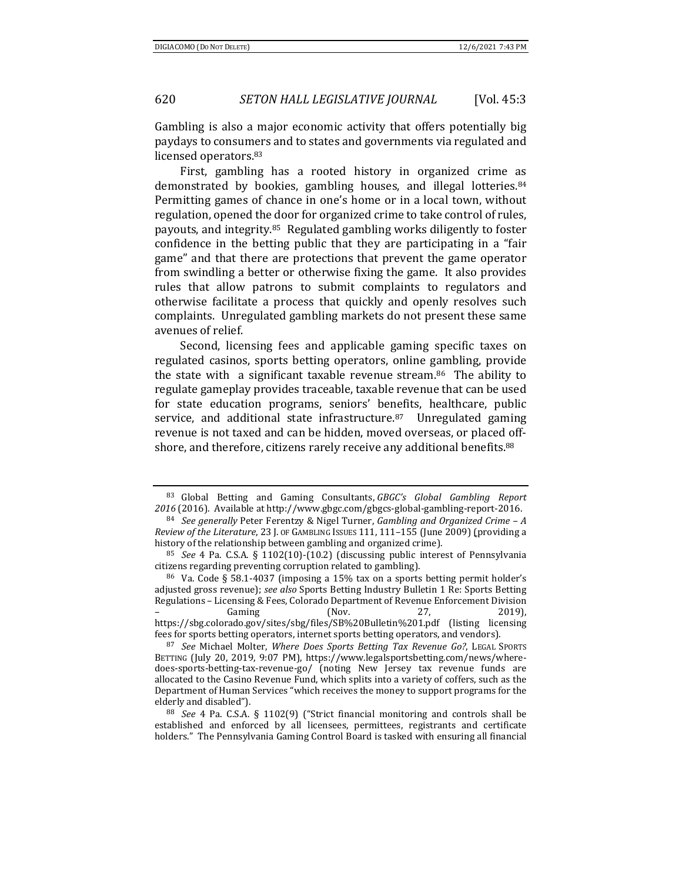Gambling is also a major economic activity that offers potentially big paydays to consumers and to states and governments via regulated and licensed operators.[83]

First, gambling has a rooted history in organized crime as demonstrated by bookies, gambling houses, and illegal lotteries.[84] Permitting games of chance in one's home or in a local town, without regulation, opened the door for organized crime to take control of rules, payouts, and integrity.[85] Regulated gambling works diligently to foster confidence in the betting public that they are participating in a "fair game" and that there are protections that prevent the game operator from swindling a better or otherwise fixing the game. It also provides rules that allow patrons to submit complaints to regulators and otherwise facilitate a process that quickly and openly resolves such complaints. Unregulated gambling markets do not present these same avenues of relief.

Second, licensing fees and applicable gaming specific taxes on regulated casinos, sports betting operators, online gambling, provide the state with a significant taxable revenue stream.[86] The ability to regulate gameplay provides traceable, taxable revenue that can be used for state education programs, seniors' benefits, healthcare, public service, and additional state infrastructure.[87] Unregulated gaming revenue is not taxed and can be hidden, moved overseas, or placed off-shore, and therefore, citizens rarely receive any additional benefits.[88]

---

[83] Global Betting and Gaming Consultants, *GBGC's Global Gambling Report 2016* (2016). Available at http://www.gbgc.com/gbgcs-global-gambling-report-2016.

[84] *See generally* Peter Ferentzy & Nigel Turner, *Gambling and Organized Crime – A Review of the Literature*, 23 J. OF GAMBLING ISSUES 111, 111–155 (June 2009) (providing a history of the relationship between gambling and organized crime).

[85] *See* 4 Pa. C.S.A. § 1102(10)-(10.2) (discussing public interest of Pennsylvania citizens regarding preventing corruption related to gambling).

[86] Va. Code § 58.1-4037 (imposing a 15% tax on a sports betting permit holder's adjusted gross revenue); *see also* Sports Betting Industry Bulletin 1 Re: Sports Betting Regulations – Licensing & Fees, Colorado Department of Revenue Enforcement Division – Gaming (Nov. 27, 2019), https://sbg.colorado.gov/sites/sbg/files/SB%20Bulletin%201.pdf (listing licensing fees for sports betting operators, internet sports betting operators, and vendors).

[87] *See* Michael Molter, *Where Does Sports Betting Tax Revenue Go?*, LEGAL SPORTS BETTING (July 20, 2019, 9:07 PM), https://www.legalsportsbetting.com/news/where-does-sports-betting-tax-revenue-go/ (noting New Jersey tax revenue funds are allocated to the Casino Revenue Fund, which splits into a variety of coffers, such as the Department of Human Services "which receives the money to support programs for the elderly and disabled").

[88] *See* 4 Pa. C.S.A. § 1102(9) ("Strict financial monitoring and controls shall be established and enforced by all licensees, permittees, registrants and certificate holders." The Pennsylvania Gaming Control Board is tasked with ensuring all financial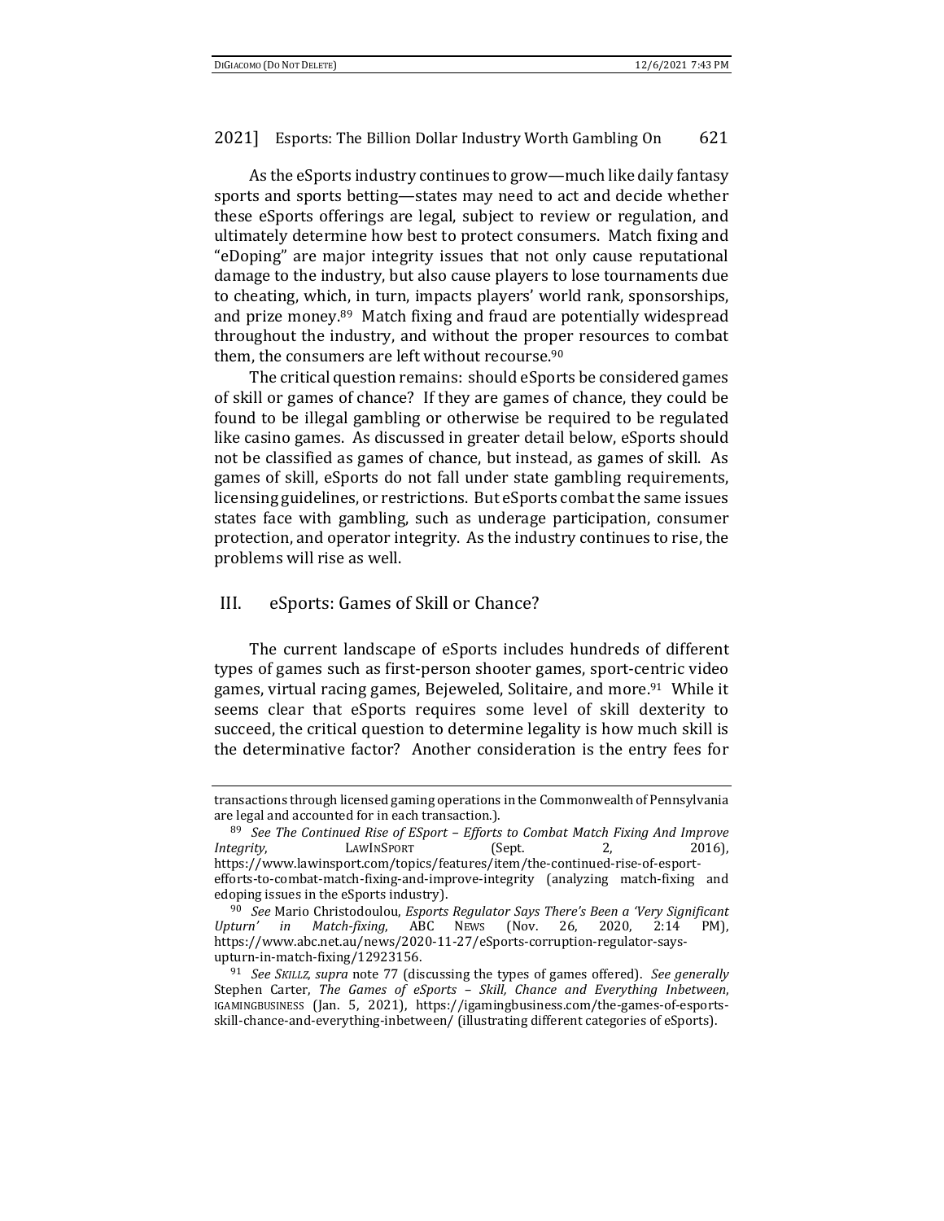As the eSports industry continues to grow—much like daily fantasy sports and sports betting—states may need to act and decide whether these eSports offerings are legal, subject to review or regulation, and ultimately determine how best to protect consumers. Match fixing and "eDoping" are major integrity issues that not only cause reputational damage to the industry, but also cause players to lose tournaments due to cheating, which, in turn, impacts players' world rank, sponsorships, and prize money.[89] Match fixing and fraud are potentially widespread throughout the industry, and without the proper resources to combat them, the consumers are left without recourse.[90]

The critical question remains: should eSports be considered games of skill or games of chance? If they are games of chance, they could be found to be illegal gambling or otherwise be required to be regulated like casino games. As discussed in greater detail below, eSports should not be classified as games of chance, but instead, as games of skill. As games of skill, eSports do not fall under state gambling requirements, licensing guidelines, or restrictions. But eSports combat the same issues states face with gambling, such as underage participation, consumer protection, and operator integrity. As the industry continues to rise, the problems will rise as well.

## III. eSports: Games of Skill or Chance?

The current landscape of eSports includes hundreds of different types of games such as first-person shooter games, sport-centric video games, virtual racing games, Bejeweled, Solitaire, and more.[91] While it seems clear that eSports requires some level of skill dexterity to succeed, the critical question to determine legality is how much skill is the determinative factor? Another consideration is the entry fees for

---

transactions through licensed gaming operations in the Commonwealth of Pennsylvania are legal and accounted for in each transaction.).

[89] *See The Continued Rise of ESport – Efforts to Combat Match Fixing And Improve Integrity*, LAWINSPORT (Sept. 2, 2016), https://www.lawinsport.com/topics/features/item/the-continued-rise-of-esport-efforts-to-combat-match-fixing-and-improve-integrity (analyzing match-fixing and edoping issues in the eSports industry).

[90] *See* Mario Christodoulou, *Esports Regulator Says There's Been a 'Very Significant Upturn' in Match-fixing*, ABC NEWS (Nov. 26, 2020, 2:14 PM), https://www.abc.net.au/news/2020-11-27/eSports-corruption-regulator-says-upturn-in-match-fixing/12923156.

[91] *See SKILLZ*, *supra* note 77 (discussing the types of games offered). *See generally* Stephen Carter, *The Games of eSports – Skill, Chance and Everything Inbetween*, IGAMINGBUSINESS (Jan. 5, 2021), https://igamingbusiness.com/the-games-of-esports-skill-chance-and-everything-inbetween/ (illustrating different categories of eSports).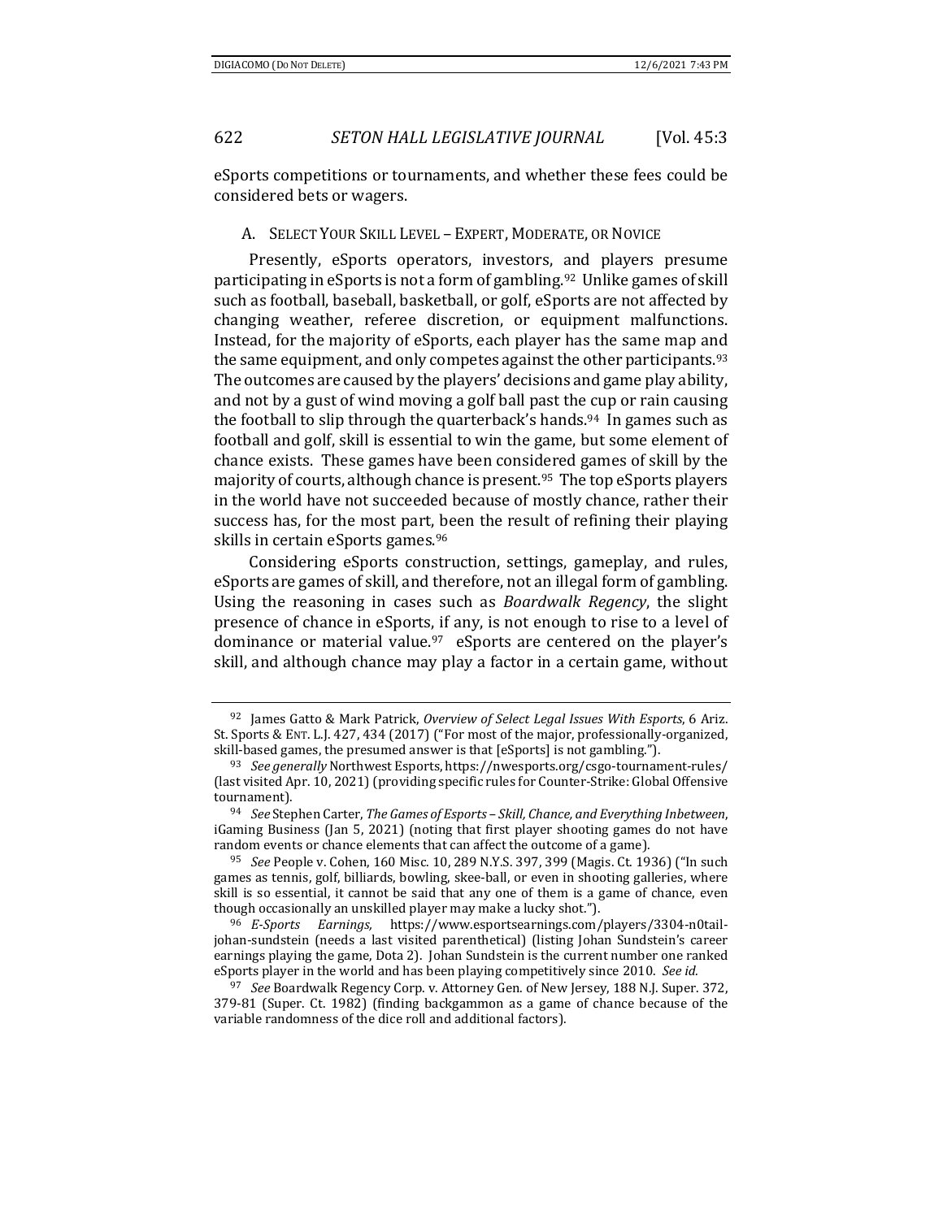eSports competitions or tournaments, and whether these fees could be considered bets or wagers.

### A. Select Your Skill Level – Expert, Moderate, or Novice

Presently, eSports operators, investors, and players presume participating in eSports is not a form of gambling.[92] Unlike games of skill such as football, baseball, basketball, or golf, eSports are not affected by changing weather, referee discretion, or equipment malfunctions. Instead, for the majority of eSports, each player has the same map and the same equipment, and only competes against the other participants.[93] The outcomes are caused by the players' decisions and game play ability, and not by a gust of wind moving a golf ball past the cup or rain causing the football to slip through the quarterback's hands.[94] In games such as football and golf, skill is essential to win the game, but some element of chance exists. These games have been considered games of skill by the majority of courts, although chance is present.[95] The top eSports players in the world have not succeeded because of mostly chance, rather their success has, for the most part, been the result of refining their playing skills in certain eSports games.[96]

Considering eSports construction, settings, gameplay, and rules, eSports are games of skill, and therefore, not an illegal form of gambling. Using the reasoning in cases such as *Boardwalk Regency*, the slight presence of chance in eSports, if any, is not enough to rise to a level of dominance or material value.[97] eSports are centered on the player's skill, and although chance may play a factor in a certain game, without

---

[92] James Gatto & Mark Patrick, *Overview of Select Legal Issues With Esports*, 6 Ariz. St. Sports & Ent. L.J. 427, 434 (2017) ("For most of the major, professionally-organized, skill-based games, the presumed answer is that [eSports] is not gambling.").

[93] *See generally* Northwest Esports, https://nwesports.org/csgo-tournament-rules/ (last visited Apr. 10, 2021) (providing specific rules for Counter-Strike: Global Offensive tournament).

[94] *See* Stephen Carter, *The Games of Esports – Skill, Chance, and Everything Inbetween*, iGaming Business (Jan 5, 2021) (noting that first player shooting games do not have random events or chance elements that can affect the outcome of a game).

[95] *See* People v. Cohen, 160 Misc. 10, 289 N.Y.S. 397, 399 (Magis. Ct. 1936) ("In such games as tennis, golf, billiards, bowling, skee-ball, or even in shooting galleries, where skill is so essential, it cannot be said that any one of them is a game of chance, even though occasionally an unskilled player may make a lucky shot.").

[96] *E-Sports Earnings,* https://www.esportsearnings.com/players/3304-n0tail-johan-sundstein (needs a last visited parenthetical) (listing Johan Sundstein's career earnings playing the game, Dota 2). Johan Sundstein is the current number one ranked eSports player in the world and has been playing competitively since 2010. *See id.*

[97] *See* Boardwalk Regency Corp. v. Attorney Gen. of New Jersey, 188 N.J. Super. 372, 379-81 (Super. Ct. 1982) (finding backgammon as a game of chance because of the variable randomness of the dice roll and additional factors).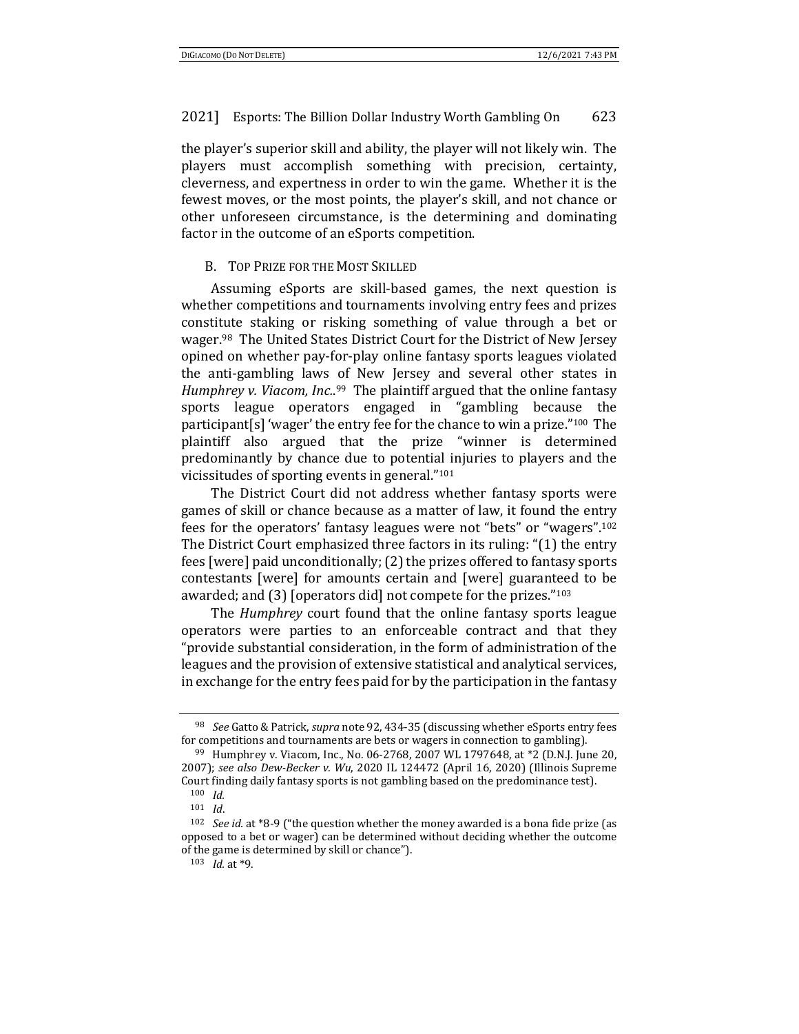the player's superior skill and ability, the player will not likely win. The players must accomplish something with precision, certainty, cleverness, and expertness in order to win the game. Whether it is the fewest moves, or the most points, the player's skill, and not chance or other unforeseen circumstance, is the determining and dominating factor in the outcome of an eSports competition.

### B. TOP PRIZE FOR THE MOST SKILLED

Assuming eSports are skill-based games, the next question is whether competitions and tournaments involving entry fees and prizes constitute staking or risking something of value through a bet or wager.[98] The United States District Court for the District of New Jersey opined on whether pay-for-play online fantasy sports leagues violated the anti-gambling laws of New Jersey and several other states in *Humphrey v. Viacom, Inc.*.[99] The plaintiff argued that the online fantasy sports league operators engaged in "gambling because the participant[s] 'wager' the entry fee for the chance to win a prize."[100] The plaintiff also argued that the prize "winner is determined predominantly by chance due to potential injuries to players and the vicissitudes of sporting events in general."[101]

The District Court did not address whether fantasy sports were games of skill or chance because as a matter of law, it found the entry fees for the operators' fantasy leagues were not "bets" or "wagers".[102] The District Court emphasized three factors in its ruling: "(1) the entry fees [were] paid unconditionally; (2) the prizes offered to fantasy sports contestants [were] for amounts certain and [were] guaranteed to be awarded; and (3) [operators did] not compete for the prizes."[103]

The *Humphrey* court found that the online fantasy sports league operators were parties to an enforceable contract and that they "provide substantial consideration, in the form of administration of the leagues and the provision of extensive statistical and analytical services, in exchange for the entry fees paid for by the participation in the fantasy

---

[98] *See* Gatto & Patrick, *supra* note 92, 434-35 (discussing whether eSports entry fees for competitions and tournaments are bets or wagers in connection to gambling).

[99] Humphrey v. Viacom, Inc., No. 06-2768, 2007 WL 1797648, at *2 (D.N.J. June 20, 2007); *see also Dew-Becker v. Wu*, 2020 IL 124472 (April 16, 2020) (Illinois Supreme Court finding daily fantasy sports is not gambling based on the predominance test).

[100] *Id.*

[101] *Id*.

[102] *See id.* at *8-9 ("the question whether the money awarded is a bona fide prize (as opposed to a bet or wager) can be determined without deciding whether the outcome of the game is determined by skill or chance").

[103] *Id.* at *9.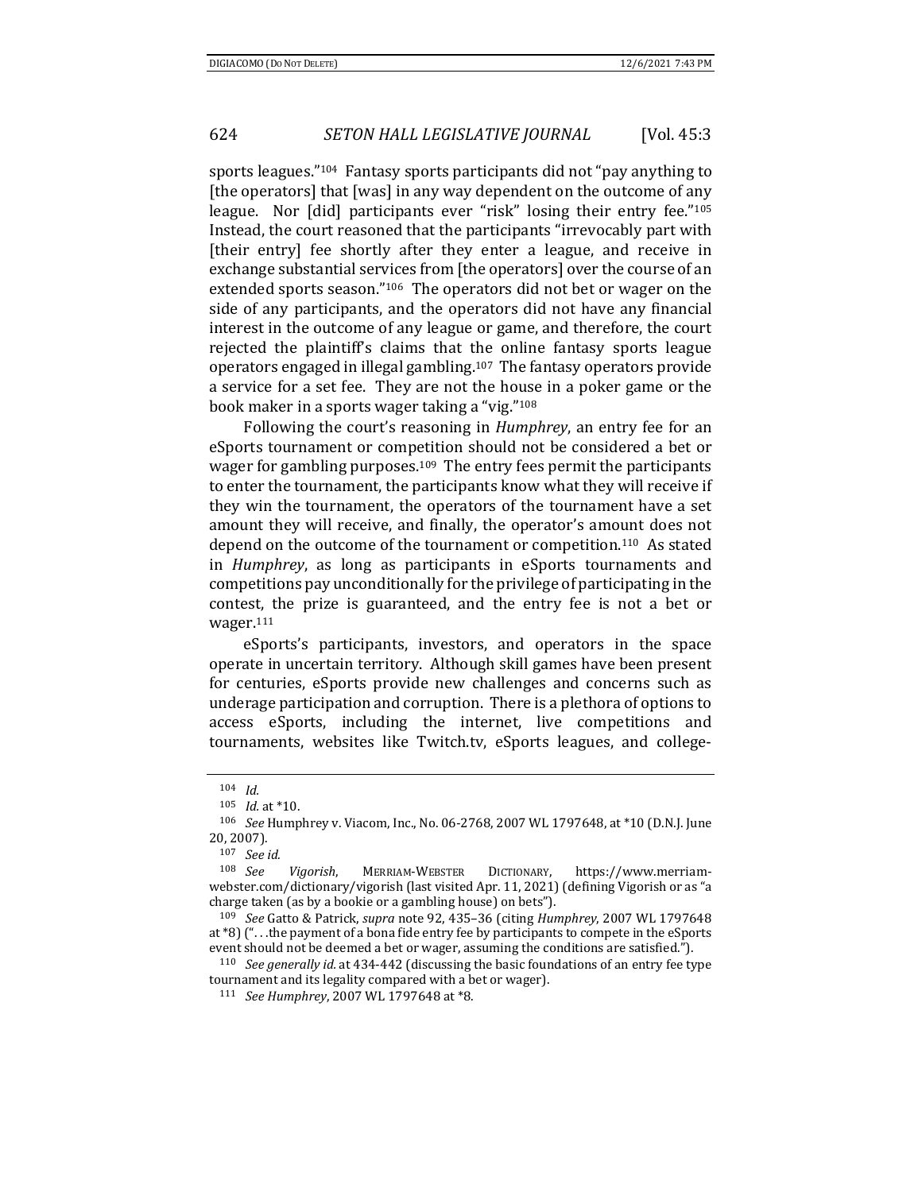sports leagues."[104] Fantasy sports participants did not "pay anything to [the operators] that [was] in any way dependent on the outcome of any league. Nor [did] participants ever "risk" losing their entry fee."[105] Instead, the court reasoned that the participants "irrevocably part with [their entry] fee shortly after they enter a league, and receive in exchange substantial services from [the operators] over the course of an extended sports season."[106] The operators did not bet or wager on the side of any participants, and the operators did not have any financial interest in the outcome of any league or game, and therefore, the court rejected the plaintiff's claims that the online fantasy sports league operators engaged in illegal gambling.[107] The fantasy operators provide a service for a set fee. They are not the house in a poker game or the book maker in a sports wager taking a "vig."[108]

Following the court's reasoning in *Humphrey*, an entry fee for an eSports tournament or competition should not be considered a bet or wager for gambling purposes.[109] The entry fees permit the participants to enter the tournament, the participants know what they will receive if they win the tournament, the operators of the tournament have a set amount they will receive, and finally, the operator's amount does not depend on the outcome of the tournament or competition.[110] As stated in *Humphrey*, as long as participants in eSports tournaments and competitions pay unconditionally for the privilege of participating in the contest, the prize is guaranteed, and the entry fee is not a bet or wager.[111]

eSports's participants, investors, and operators in the space operate in uncertain territory. Although skill games have been present for centuries, eSports provide new challenges and concerns such as underage participation and corruption. There is a plethora of options to access eSports, including the internet, live competitions and tournaments, websites like Twitch.tv, eSports leagues, and college-

---

[104] *Id.*

[105] *Id.* at *10.

[106] *See* Humphrey v. Viacom, Inc., No. 06-2768, 2007 WL 1797648, at *10 (D.N.J. June 20, 2007).

[107] *See id.*

[108] *See* *Vigorish*, MERRIAM-WEBSTER DICTIONARY, https://www.merriam-webster.com/dictionary/vigorish (last visited Apr. 11, 2021) (defining Vigorish or as "a charge taken (as by a bookie or a gambling house) on bets").

[109] *See* Gatto & Patrick, *supra* note 92, 435–36 (citing *Humphrey*, 2007 WL 1797648 at *8) (". . .the payment of a bona fide entry fee by participants to compete in the eSports event should not be deemed a bet or wager, assuming the conditions are satisfied.").

[110] *See generally id.* at 434-442 (discussing the basic foundations of an entry fee type tournament and its legality compared with a bet or wager).

[111] *See Humphrey*, 2007 WL 1797648 at *8.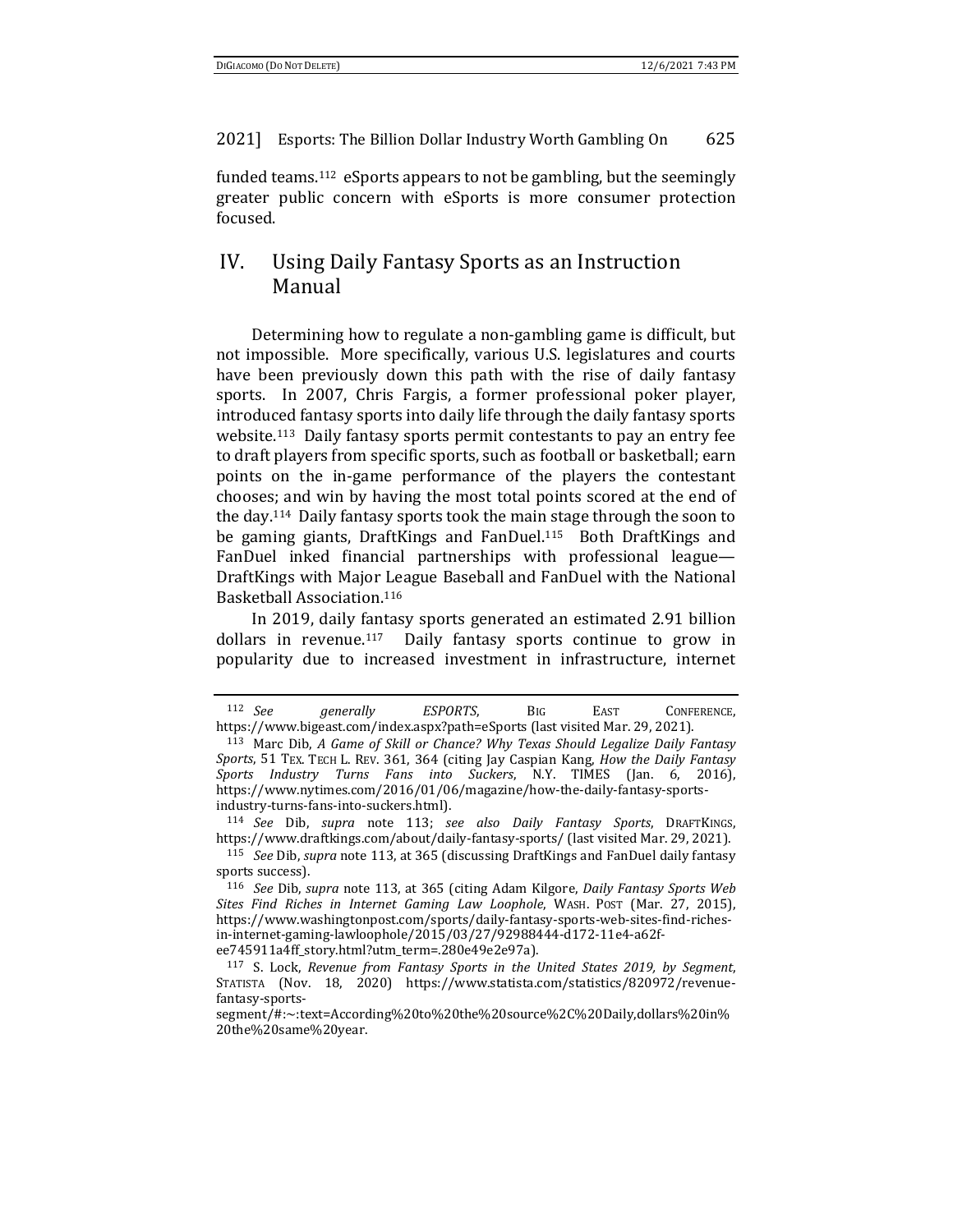funded teams.[112] eSports appears to not be gambling, but the seemingly greater public concern with eSports is more consumer protection focused.

## IV. Using Daily Fantasy Sports as an Instruction Manual

Determining how to regulate a non-gambling game is difficult, but not impossible. More specifically, various U.S. legislatures and courts have been previously down this path with the rise of daily fantasy sports. In 2007, Chris Fargis, a former professional poker player, introduced fantasy sports into daily life through the daily fantasy sports website.[113] Daily fantasy sports permit contestants to pay an entry fee to draft players from specific sports, such as football or basketball; earn points on the in-game performance of the players the contestant chooses; and win by having the most total points scored at the end of the day.[114] Daily fantasy sports took the main stage through the soon to be gaming giants, DraftKings and FanDuel.[115] Both DraftKings and FanDuel inked financial partnerships with professional league—DraftKings with Major League Baseball and FanDuel with the National Basketball Association.[116]

In 2019, daily fantasy sports generated an estimated 2.91 billion dollars in revenue.[117] Daily fantasy sports continue to grow in popularity due to increased investment in infrastructure, internet

---

[112] *See generally ESPORTS*, BIG EAST CONFERENCE, https://www.bigeast.com/index.aspx?path=eSports (last visited Mar. 29, 2021).

[113] Marc Dib, *A Game of Skill or Chance? Why Texas Should Legalize Daily Fantasy Sports*, 51 TEX. TECH L. REV. 361, 364 (citing Jay Caspian Kang, *How the Daily Fantasy Sports Industry Turns Fans into Suckers*, N.Y. TIMES (Jan. 6, 2016), https://www.nytimes.com/2016/01/06/magazine/how-the-daily-fantasy-sports-industry-turns-fans-into-suckers.html).

[114] *See* Dib, *supra* note 113; *see also Daily Fantasy Sports*, DRAFTKINGS, https://www.draftkings.com/about/daily-fantasy-sports/ (last visited Mar. 29, 2021).

[115] *See* Dib, *supra* note 113, at 365 (discussing DraftKings and FanDuel daily fantasy sports success).

[116] *See* Dib, *supra* note 113, at 365 (citing Adam Kilgore, *Daily Fantasy Sports Web Sites Find Riches in Internet Gaming Law Loophole*, WASH. POST (Mar. 27, 2015), https://www.washingtonpost.com/sports/daily-fantasy-sports-web-sites-find-riches-in-internet-gaming-lawloophole/2015/03/27/92988444-d172-11e4-a62f-ee745911a4ff_story.html?utm_term=.280e49e2e97a).

[117] S. Lock, *Revenue from Fantasy Sports in the United States 2019, by Segment*, STATISTA (Nov. 18, 2020) https://www.statista.com/statistics/820972/revenue-fantasy-sports-segment/#:~:text=According%20to%20the%20source%2C%20Daily,dollars%20in%20the%20same%20year.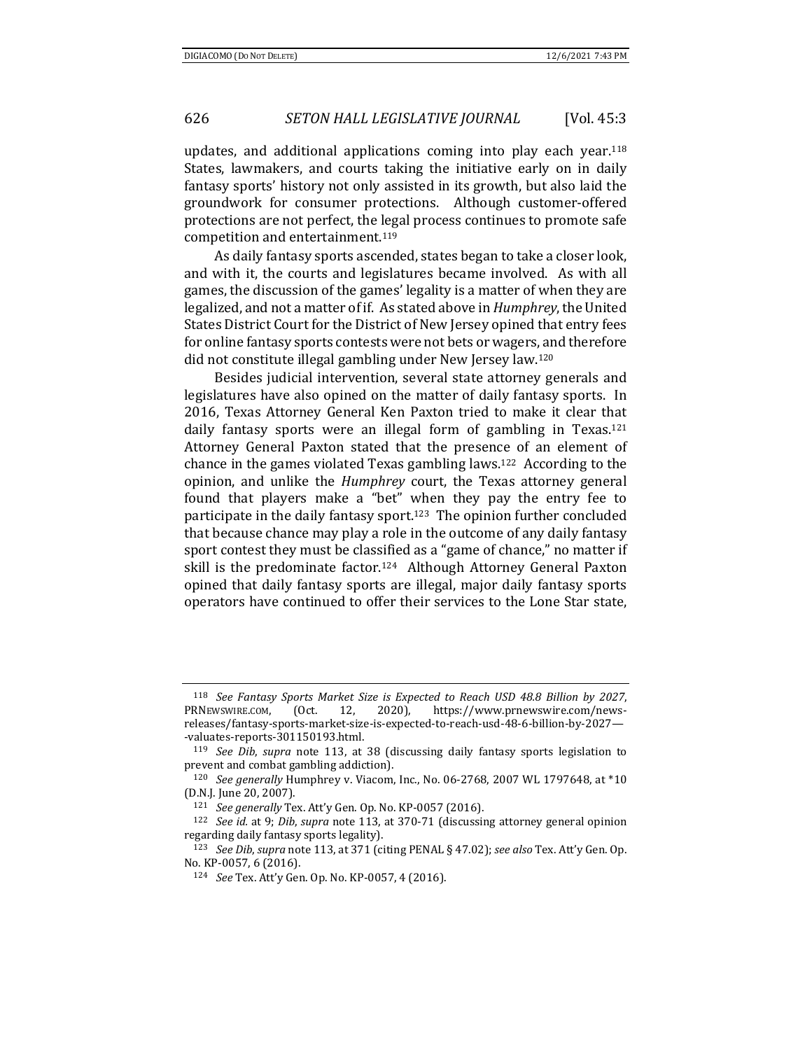updates, and additional applications coming into play each year.[118] States, lawmakers, and courts taking the initiative early on in daily fantasy sports' history not only assisted in its growth, but also laid the groundwork for consumer protections. Although customer-offered protections are not perfect, the legal process continues to promote safe competition and entertainment.[119]

As daily fantasy sports ascended, states began to take a closer look, and with it, the courts and legislatures became involved. As with all games, the discussion of the games' legality is a matter of when they are legalized, and not a matter of if. As stated above in *Humphrey*, the United States District Court for the District of New Jersey opined that entry fees for online fantasy sports contests were not bets or wagers, and therefore did not constitute illegal gambling under New Jersey law.[120]

Besides judicial intervention, several state attorney generals and legislatures have also opined on the matter of daily fantasy sports. In 2016, Texas Attorney General Ken Paxton tried to make it clear that daily fantasy sports were an illegal form of gambling in Texas.[121] Attorney General Paxton stated that the presence of an element of chance in the games violated Texas gambling laws.[122] According to the opinion, and unlike the *Humphrey* court, the Texas attorney general found that players make a "bet" when they pay the entry fee to participate in the daily fantasy sport.[123] The opinion further concluded that because chance may play a role in the outcome of any daily fantasy sport contest they must be classified as a "game of chance," no matter if skill is the predominate factor.[124] Although Attorney General Paxton opined that daily fantasy sports are illegal, major daily fantasy sports operators have continued to offer their services to the Lone Star state,

---

[118] *See Fantasy Sports Market Size is Expected to Reach USD 48.8 Billion by 2027*, PRNEWSWIRE.COM, (Oct. 12, 2020), https://www.prnewswire.com/news-releases/fantasy-sports-market-size-is-expected-to-reach-usd-48-6-billion-by-2027---valuates-reports-301150193.html.

[119] *See Dib*, *supra* note 113, at 38 (discussing daily fantasy sports legislation to prevent and combat gambling addiction).

[120] *See generally* Humphrey v. Viacom, Inc., No. 06-2768, 2007 WL 1797648, at *10 (D.N.J. June 20, 2007).

[121] *See generally* Tex. Att'y Gen. Op. No. KP-0057 (2016).

[122] *See id.* at 9; *Dib*, *supra* note 113, at 370-71 (discussing attorney general opinion regarding daily fantasy sports legality).

[123] *See Dib*, *supra* note 113, at 371 (citing PENAL § 47.02); *see also* Tex. Att'y Gen. Op. No. KP-0057, 6 (2016).

[124] *See* Tex. Att'y Gen. Op. No. KP-0057, 4 (2016).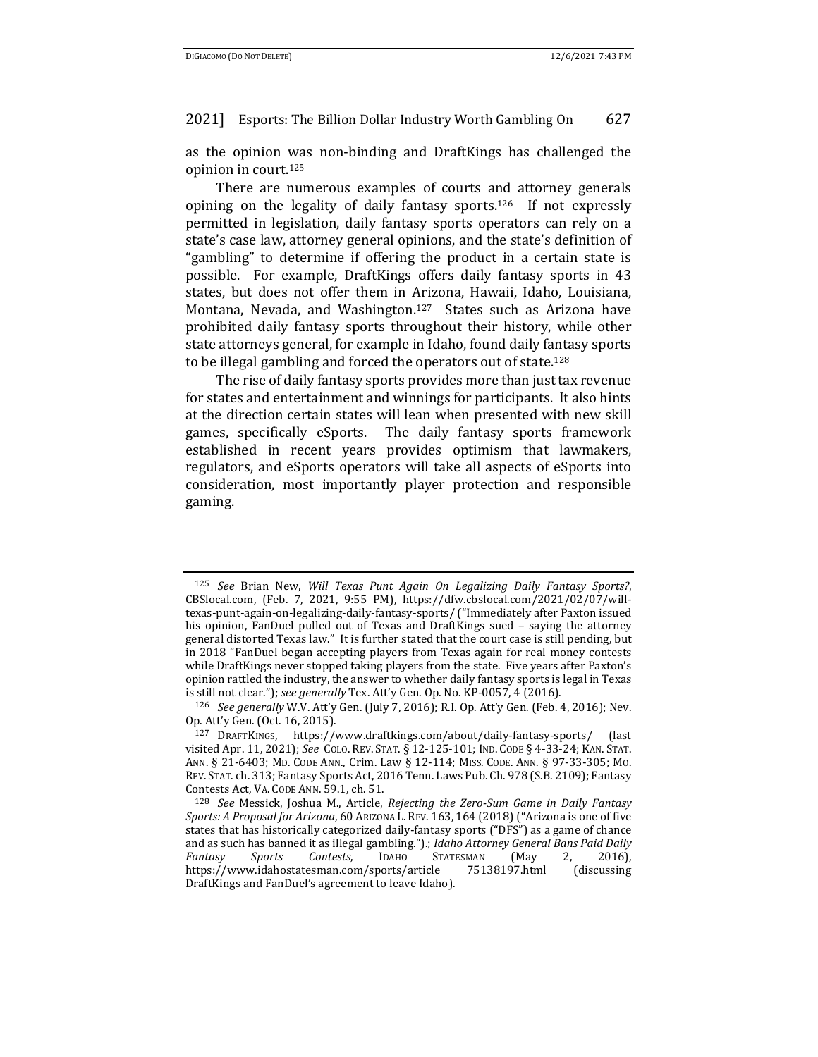as the opinion was non-binding and DraftKings has challenged the opinion in court.[125]

There are numerous examples of courts and attorney generals opining on the legality of daily fantasy sports.[126] If not expressly permitted in legislation, daily fantasy sports operators can rely on a state's case law, attorney general opinions, and the state's definition of "gambling" to determine if offering the product in a certain state is possible. For example, DraftKings offers daily fantasy sports in 43 states, but does not offer them in Arizona, Hawaii, Idaho, Louisiana, Montana, Nevada, and Washington.[127] States such as Arizona have prohibited daily fantasy sports throughout their history, while other state attorneys general, for example in Idaho, found daily fantasy sports to be illegal gambling and forced the operators out of state.[128]

The rise of daily fantasy sports provides more than just tax revenue for states and entertainment and winnings for participants. It also hints at the direction certain states will lean when presented with new skill games, specifically eSports. The daily fantasy sports framework established in recent years provides optimism that lawmakers, regulators, and eSports operators will take all aspects of eSports into consideration, most importantly player protection and responsible gaming.

---

[125] *See* Brian New, *Will Texas Punt Again On Legalizing Daily Fantasy Sports?*, CBSlocal.com, (Feb. 7, 2021, 9:55 PM), https://dfw.cbslocal.com/2021/02/07/will-texas-punt-again-on-legalizing-daily-fantasy-sports/ ("Immediately after Paxton issued his opinion, FanDuel pulled out of Texas and DraftKings sued – saying the attorney general distorted Texas law." It is further stated that the court case is still pending, but in 2018 "FanDuel began accepting players from Texas again for real money contests while DraftKings never stopped taking players from the state. Five years after Paxton's opinion rattled the industry, the answer to whether daily fantasy sports is legal in Texas is still not clear."); *see generally* Tex. Att'y Gen. Op. No. KP-0057, 4 (2016).

[126] *See generally* W.V. Att'y Gen. (July 7, 2016); R.I. Op. Att'y Gen. (Feb. 4, 2016); Nev. Op. Att'y Gen. (Oct. 16, 2015).

[127] DRAFTKINGS, https://www.draftkings.com/about/daily-fantasy-sports/ (last visited Apr. 11, 2021); *See* COLO. REV. STAT. § 12-125-101; IND. CODE § 4-33-24; KAN. STAT. ANN. § 21-6403; MD. CODE ANN., Crim. Law § 12-114; MISS. CODE. ANN. § 97-33-305; MO. REV. STAT. ch. 313; Fantasy Sports Act, 2016 Tenn. Laws Pub. Ch. 978 (S.B. 2109); Fantasy Contests Act, VA. CODE ANN. 59.1, ch. 51.

[128] *See* Messick, Joshua M., Article, *Rejecting the Zero-Sum Game in Daily Fantasy Sports: A Proposal for Arizona*, 60 ARIZONA L. REV. 163, 164 (2018) ("Arizona is one of five states that has historically categorized daily-fantasy sports ("DFS") as a game of chance and as such has banned it as illegal gambling.").; *Idaho Attorney General Bans Paid Daily Fantasy Sports Contests*, IDAHO STATESMAN (May 2, 2016), https://www.idahostatesman.com/sports/article 75138197.html (discussing DraftKings and FanDuel's agreement to leave Idaho).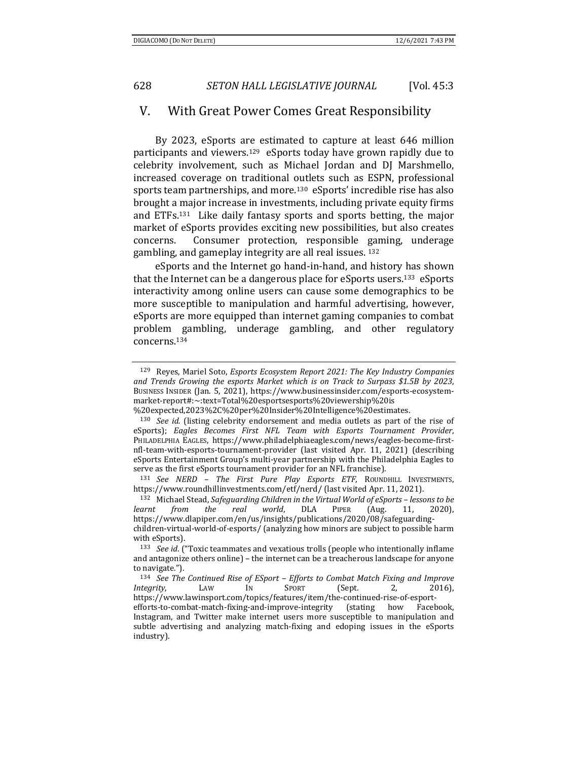## V. With Great Power Comes Great Responsibility

By 2023, eSports are estimated to capture at least 646 million participants and viewers.[129] eSports today have grown rapidly due to celebrity involvement, such as Michael Jordan and DJ Marshmello, increased coverage on traditional outlets such as ESPN, professional sports team partnerships, and more.[130] eSports' incredible rise has also brought a major increase in investments, including private equity firms and ETFs.[131] Like daily fantasy sports and sports betting, the major market of eSports provides exciting new possibilities, but also creates concerns. Consumer protection, responsible gaming, underage gambling, and gameplay integrity are all real issues.[132]

eSports and the Internet go hand-in-hand, and history has shown that the Internet can be a dangerous place for eSports users.[133] eSports interactivity among online users can cause some demographics to be more susceptible to manipulation and harmful advertising, however, eSports are more equipped than internet gaming companies to combat problem gambling, underage gambling, and other regulatory concerns.[134]

---

[129] Reyes, Mariel Soto, *Esports Ecosystem Report 2021: The Key Industry Companies and Trends Growing the esports Market which is on Track to Surpass $1.5B by 2023*, BUSINESS INSIDER (Jan. 5, 2021), https://www.businessinsider.com/esports-ecosystem-market-report#:~:text=Total%20esportsesports%20viewership%20is%20expected,2023%2C%20per%20Insider%20Intelligence%20estimates.

[130] *See id.* (listing celebrity endorsement and media outlets as part of the rise of eSports); *Eagles Becomes First NFL Team with Esports Tournament Provider*, PHILADELPHIA EAGLES, https://www.philadelphiaeagles.com/news/eagles-become-first-nfl-team-with-esports-tournament-provider (last visited Apr. 11, 2021) (describing eSports Entertainment Group's multi-year partnership with the Philadelphia Eagles to serve as the first eSports tournament provider for an NFL franchise).

[131] *See NERD – The First Pure Play Esports ETF*, ROUNDHILL INVESTMENTS, https://www.roundhillinvestments.com/etf/nerd/ (last visited Apr. 11, 2021).

[132] Michael Stead, *Safeguarding Children in the Virtual World of eSports – lessons to be learnt from the real world*, DLA PIPER (Aug. 11, 2020), https://www.dlapiper.com/en/us/insights/publications/2020/08/safeguarding-children-virtual-world-of-esports/ (analyzing how minors are subject to possible harm with eSports).

[133] *See id*. ("Toxic teammates and vexatious trolls (people who intentionally inflame and antagonize others online) – the internet can be a treacherous landscape for anyone to navigate.").

[134] *See The Continued Rise of ESport – Efforts to Combat Match Fixing and Improve Integrity*, LAW IN SPORT (Sept. 2, 2016), https://www.lawinsport.com/topics/features/item/the-continued-rise-of-esport-efforts-to-combat-match-fixing-and-improve-integrity (stating how Facebook, Instagram, and Twitter make internet users more susceptible to manipulation and subtle advertising and analyzing match-fixing and edoping issues in the eSports industry).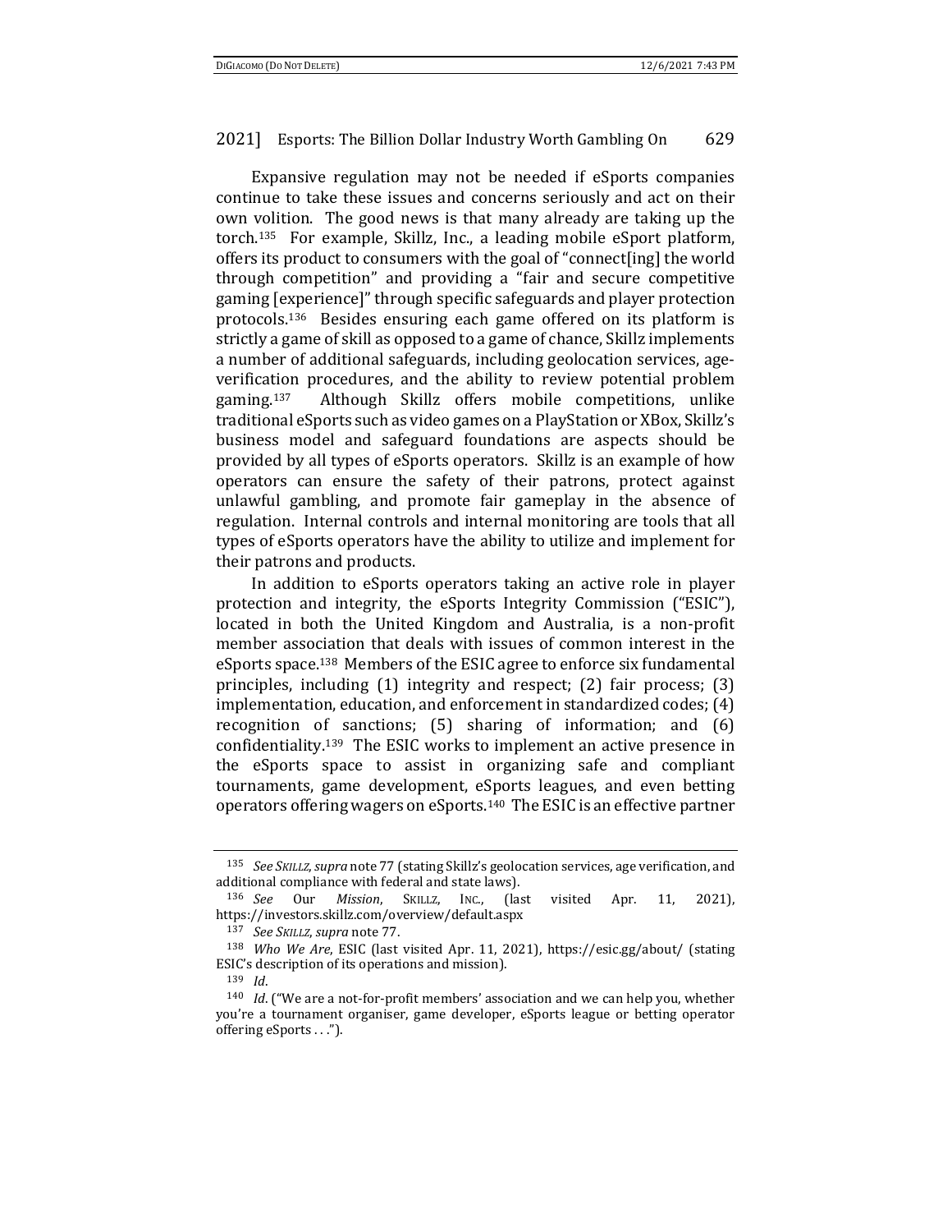Expansive regulation may not be needed if eSports companies continue to take these issues and concerns seriously and act on their own volition. The good news is that many already are taking up the torch.[135] For example, Skillz, Inc., a leading mobile eSport platform, offers its product to consumers with the goal of "connect[ing] the world through competition" and providing a "fair and secure competitive gaming [experience]" through specific safeguards and player protection protocols.[136] Besides ensuring each game offered on its platform is strictly a game of skill as opposed to a game of chance, Skillz implements a number of additional safeguards, including geolocation services, age-verification procedures, and the ability to review potential problem gaming.[137] Although Skillz offers mobile competitions, unlike traditional eSports such as video games on a PlayStation or XBox, Skillz's business model and safeguard foundations are aspects should be provided by all types of eSports operators. Skillz is an example of how operators can ensure the safety of their patrons, protect against unlawful gambling, and promote fair gameplay in the absence of regulation. Internal controls and internal monitoring are tools that all types of eSports operators have the ability to utilize and implement for their patrons and products.

In addition to eSports operators taking an active role in player protection and integrity, the eSports Integrity Commission ("ESIC"), located in both the United Kingdom and Australia, is a non-profit member association that deals with issues of common interest in the eSports space.[138] Members of the ESIC agree to enforce six fundamental principles, including (1) integrity and respect; (2) fair process; (3) implementation, education, and enforcement in standardized codes; (4) recognition of sanctions; (5) sharing of information; and (6) confidentiality.[139] The ESIC works to implement an active presence in the eSports space to assist in organizing safe and compliant tournaments, game development, eSports leagues, and even betting operators offering wagers on eSports.[140] The ESIC is an effective partner

---

[135] *See SKILLZ*, *supra* note 77 (stating Skillz's geolocation services, age verification, and additional compliance with federal and state laws).

[136] *See* Our *Mission*, SKILLZ, INC., (last visited Apr. 11, 2021), https://investors.skillz.com/overview/default.aspx

[137] *See SKILLZ*, *supra* note 77.

[138] *Who We Are*, ESIC (last visited Apr. 11, 2021), https://esic.gg/about/ (stating ESIC's description of its operations and mission).

[139] *Id*.

[140] *Id*. ("We are a not-for-profit members' association and we can help you, whether you're a tournament organiser, game developer, eSports league or betting operator offering eSports . . .").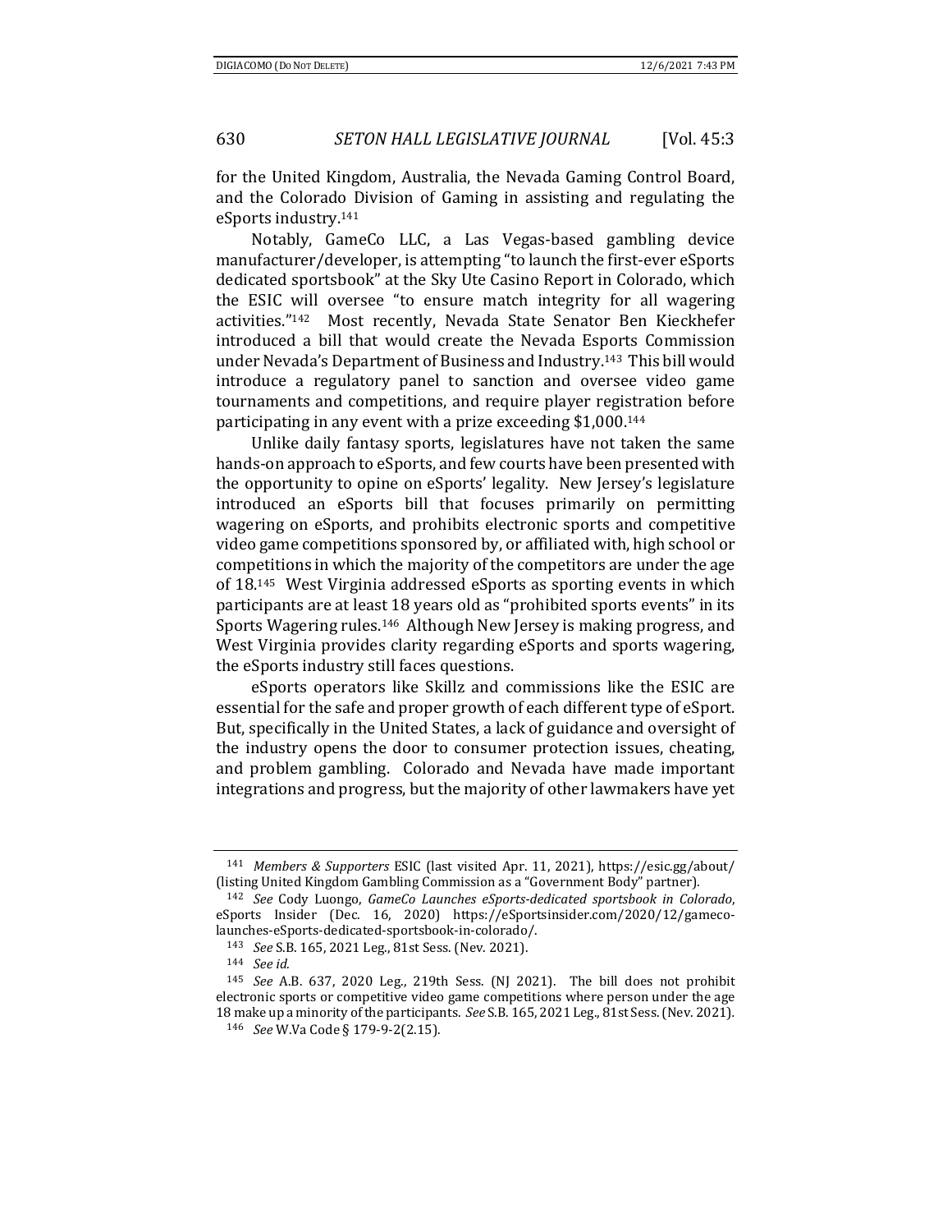for the United Kingdom, Australia, the Nevada Gaming Control Board, and the Colorado Division of Gaming in assisting and regulating the eSports industry.[141]

Notably, GameCo LLC, a Las Vegas-based gambling device manufacturer/developer, is attempting "to launch the first-ever eSports dedicated sportsbook" at the Sky Ute Casino Report in Colorado, which the ESIC will oversee "to ensure match integrity for all wagering activities."[142] Most recently, Nevada State Senator Ben Kieckhefer introduced a bill that would create the Nevada Esports Commission under Nevada's Department of Business and Industry.[143] This bill would introduce a regulatory panel to sanction and oversee video game tournaments and competitions, and require player registration before participating in any event with a prize exceeding $1,000.[144]

Unlike daily fantasy sports, legislatures have not taken the same hands-on approach to eSports, and few courts have been presented with the opportunity to opine on eSports' legality. New Jersey's legislature introduced an eSports bill that focuses primarily on permitting wagering on eSports, and prohibits electronic sports and competitive video game competitions sponsored by, or affiliated with, high school or competitions in which the majority of the competitors are under the age of 18.[145] West Virginia addressed eSports as sporting events in which participants are at least 18 years old as "prohibited sports events" in its Sports Wagering rules.[146] Although New Jersey is making progress, and West Virginia provides clarity regarding eSports and sports wagering, the eSports industry still faces questions.

eSports operators like Skillz and commissions like the ESIC are essential for the safe and proper growth of each different type of eSport. But, specifically in the United States, a lack of guidance and oversight of the industry opens the door to consumer protection issues, cheating, and problem gambling. Colorado and Nevada have made important integrations and progress, but the majority of other lawmakers have yet

---

[141] *Members & Supporters* ESIC (last visited Apr. 11, 2021), https://esic.gg/about/ (listing United Kingdom Gambling Commission as a "Government Body" partner).

[142] *See* Cody Luongo, *GameCo Launches eSports-dedicated sportsbook in Colorado*, eSports Insider (Dec. 16, 2020) https://eSportsinsider.com/2020/12/gameco-launches-eSports-dedicated-sportsbook-in-colorado/.

[143] *See* S.B. 165, 2021 Leg., 81st Sess. (Nev. 2021).

[144] *See id.*

[145] *See* A.B. 637, 2020 Leg., 219th Sess. (NJ 2021). The bill does not prohibit electronic sports or competitive video game competitions where person under the age 18 make up a minority of the participants. *See* S.B. 165, 2021 Leg., 81st Sess. (Nev. 2021).

[146] *See* W.Va Code § 179-9-2(2.15).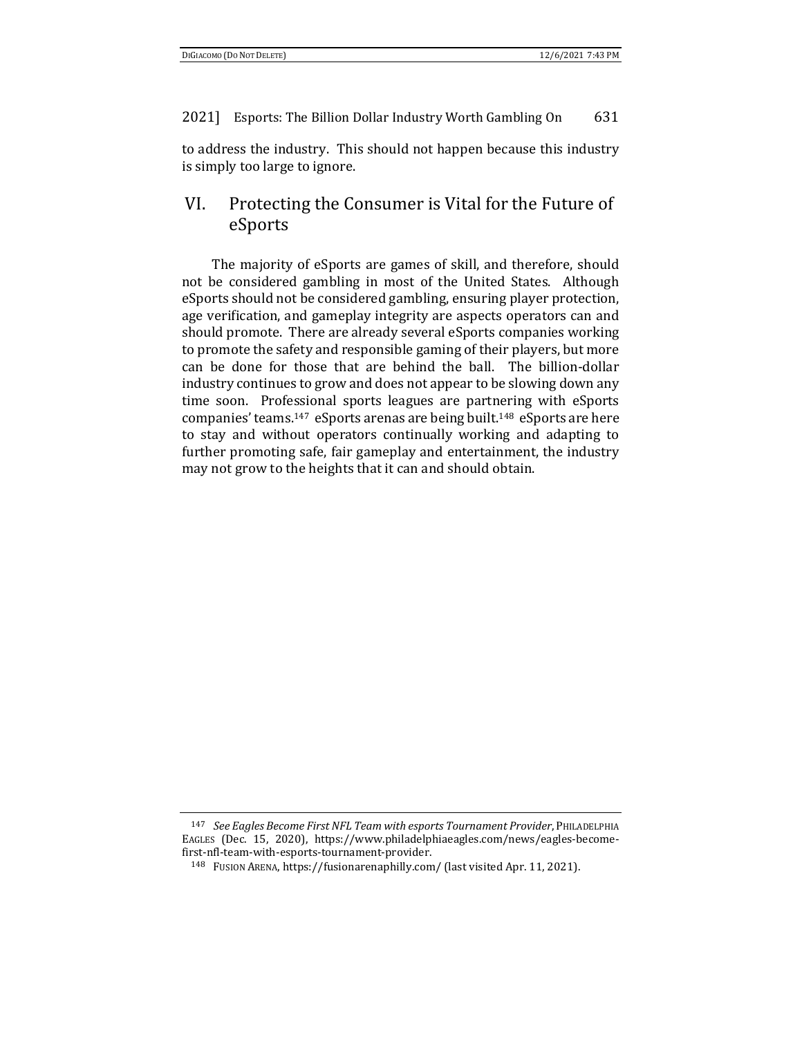to address the industry. This should not happen because this industry is simply too large to ignore.

## VI. Protecting the Consumer is Vital for the Future of eSports

The majority of eSports are games of skill, and therefore, should not be considered gambling in most of the United States. Although eSports should not be considered gambling, ensuring player protection, age verification, and gameplay integrity are aspects operators can and should promote. There are already several eSports companies working to promote the safety and responsible gaming of their players, but more can be done for those that are behind the ball. The billion-dollar industry continues to grow and does not appear to be slowing down any time soon. Professional sports leagues are partnering with eSports companies' teams.[147] eSports arenas are being built.[148] eSports are here to stay and without operators continually working and adapting to further promoting safe, fair gameplay and entertainment, the industry may not grow to the heights that it can and should obtain.

---

[147] *See Eagles Become First NFL Team with esports Tournament Provider*, PHILADELPHIA EAGLES (Dec. 15, 2020), https://www.philadelphiaeagles.com/news/eagles-become-first-nfl-team-with-esports-tournament-provider.

[148] FUSION ARENA, https://fusionarenaphilly.com/ (last visited Apr. 11, 2021).